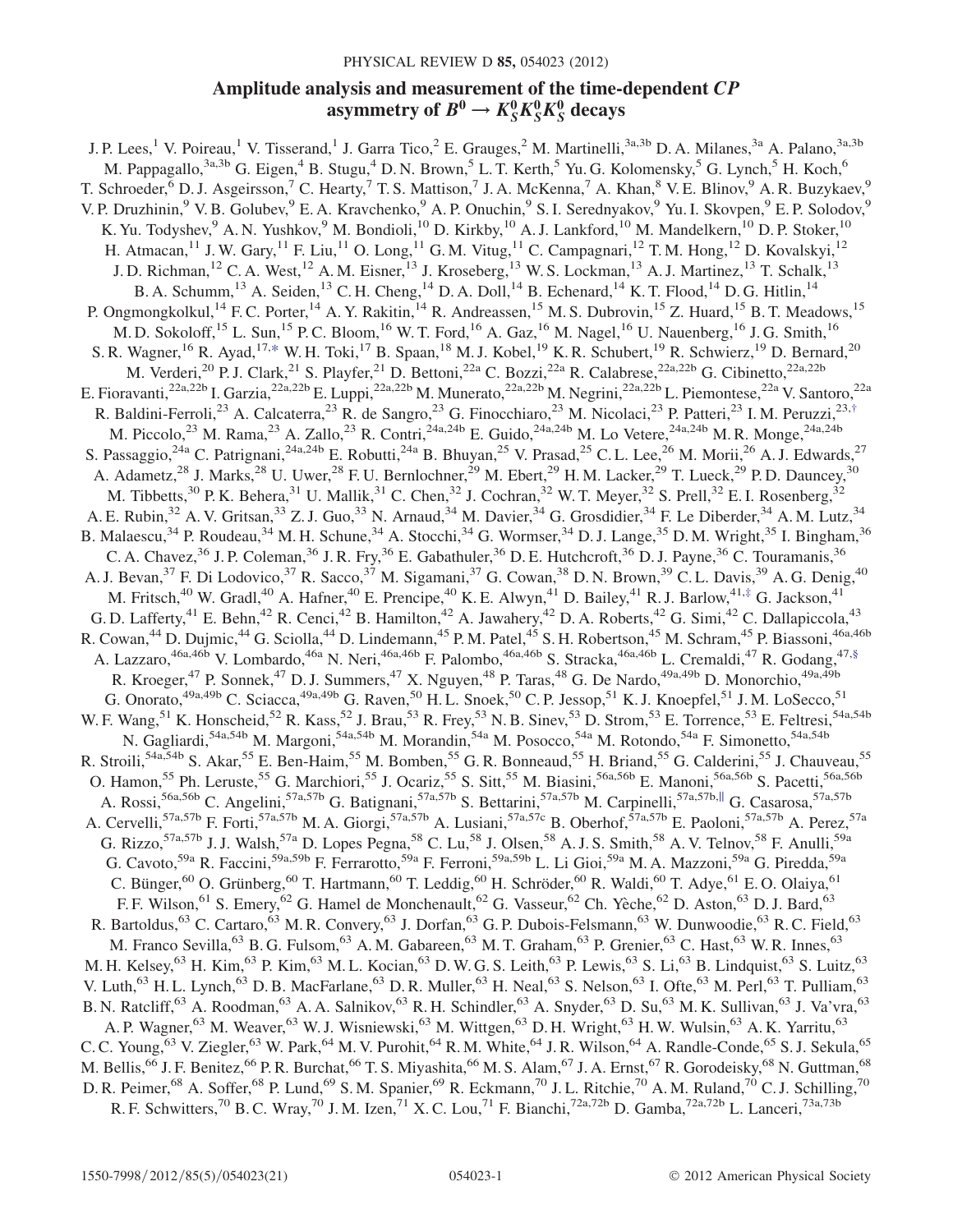# Amplitude analysis and measurement of the time-dependent $CP$ asymmetry of $B^0 \to K_S^0 K_S^0 K_S^0$ decays

J. P. Lees,[1] V. Poireau,[1] V. Tisserand,[1] J. Garra Tico,[2] E. Grauges,[2] M. Martinelli,[3a,3b] D. A. Milanes,[3a] A. Palano,[3a,3b] M. Pappagallo,[3a,3b] G. Eigen,[4] B. Stugu,[4] D. N. Brown,[5] L. T. Kerth,[5] Yu. G. Kolomensky,[5] G. Lynch,[5] H. Koch,[6] T. Schroeder,[6] D. J. Asgeirsson,[7] C. Hearty,[7] T. S. Mattison,[7] J. A. McKenna,[7] A. Khan,[8] V. E. Blinov,[9] A. R. Buzykaev,[9] V. P. Druzhinin,[9] V. B. Golubev,[9] E. A. Kravchenko,[9] A. P. Onuchin,[9] S. I. Serednyakov,[9] Yu. I. Skovpen,[9] E. P. Solodov,[9] K. Yu. Todyshev,[9] A. N. Yushkov,[9] M. Bondioli,[10] D. Kirkby,[10] A. J. Lankford,[10] M. Mandelkern,[10] D. P. Stoker,[10] H. Atmacan,[11] J. W. Gary,[11] F. Liu,[11] O. Long,[11] G. M. Vitug,[11] C. Campagnari,[12] T. M. Hong,[12] D. Kovalskyi,[12] J. D. Richman,[12] C. A. West,[12] A. M. Eisner,[13] J. Kroseberg,[13] W. S. Lockman,[13] A. J. Martinez,[13] T. Schalk,[13] B. A. Schumm,[13] A. Seiden,[13] C. H. Cheng,[14] D. A. Doll,[14] B. Echenard,[14] K. T. Flood,[14] D. G. Hitlin,[14] P. Ongmongkolkul,[14] F. C. Porter,[14] A. Y. Rakitin,[14] R. Andreassen,[15] M. S. Dubrovin,[15] Z. Huard,[15] B. T. Meadows,[15] M. D. Sokoloff,[15] L. Sun,[15] P. C. Bloom,[16] W. T. Ford,[16] A. Gaz,[16] M. Nagel,[16] U. Nauenberg,[16] J. G. Smith,[16] S. R. Wagner,[16] R. Ayad,[17,*] W. H. Toki,[17] B. Spaan,[18] M. J. Kobel,[19] K. R. Schubert,[19] R. Schwierz,[19] D. Bernard,[20] M. Verderi,[20] P. J. Clark,[21] S. Playfer,[21] D. Bettoni,[22a] C. Bozzi,[22a] R. Calabrese,[22a,22b] G. Cibinetto,[22a,22b] E. Fioravanti,[22a,22b] I. Garzia,[22a,22b] E. Luppi,[22a,22b] M. Munerato,[22a,22b] M. Negrini,[22a,22b] L. Piemontese,[22a] V. Santoro,[22a] R. Baldini-Ferroli,[23] A. Calcaterra,[23] R. de Sangro,[23] G. Finocchiaro,[23] M. Nicolaci,[23] P. Patteri,[23] I. M. Peruzzi,[23,†] M. Piccolo,[23] M. Rama,[23] A. Zallo,[23] R. Contri,[24a,24b] E. Guido,[24a,24b] M. Lo Vetere,[24a,24b] M. R. Monge,[24a,24b] S. Passaggio,[24a] C. Patrignani,[24a,24b] E. Robutti,[24a] B. Bhuyan,[25] V. Prasad,[25] C. L. Lee,[26] M. Morii,[26] A. J. Edwards,[27] A. Adametz,[28] J. Marks,[28] U. Uwer,[28] F. U. Bernlochner,[29] M. Ebert,[29] H. M. Lacker,[29] T. Lueck,[29] P. D. Dauncey,[30] M. Tibbetts,[30] P. K. Behera,[31] U. Mallik,[31] C. Chen,[32] J. Cochran,[32] W. T. Meyer,[32] S. Prell,[32] E. I. Rosenberg,[32] A. E. Rubin,[32] A. V. Gritsan,[33] Z. J. Guo,[33] N. Arnaud,[34] M. Davier,[34] G. Grosdidier,[34] F. Le Diberder,[34] A. M. Lutz,[34] B. Malaescu,[34] P. Roudeau,[34] M. H. Schune,[34] A. Stocchi,[34] G. Wormser,[34] D. J. Lange,[35] D. M. Wright,[35] I. Bingham,[36] C. A. Chavez,[36] J. P. Coleman,[36] J. R. Fry,[36] E. Gabathuler,[36] D. E. Hutchcroft,[36] D. J. Payne,[36] C. Touramanis,[36] A. J. Bevan,[37] F. Di Lodovico,[37] R. Sacco,[37] M. Sigamani,[37] G. Cowan,[38] D. N. Brown,[39] C. L. Davis,[39] A. G. Denig,[40] M. Fritsch,[40] W. Gradl,[40] A. Hafner,[40] E. Prencipe,[40] K. E. Alwyn,[41] D. Bailey,[41] R. J. Barlow,[41,‡] G. Jackson,[41] G. D. Lafferty,[41] E. Behn,[42] R. Cenci,[42] B. Hamilton,[42] A. Jawahery,[42] D. A. Roberts,[42] G. Simi,[42] C. Dallapiccola,[43] R. Cowan,[44] D. Dujmic,[44] G. Sciolla,[44] D. Lindemann,[45] P. M. Patel,[45] S. H. Robertson,[45] M. Schram,[45] P. Biassoni,[46a,46b] A. Lazzaro,[46a,46b] V. Lombardo,[46a] N. Neri,[46a,46b] F. Palombo,[46a,46b] S. Stracka,[46a,46b] L. Cremaldi,[47] R. Godang,[47,§] R. Kroeger,[47] P. Sonnek,[47] D. J. Summers,[47] X. Nguyen,[48] P. Taras,[48] G. De Nardo,[49a,49b] D. Monorchio,[49a,49b] G. Onorato,[49a,49b] C. Sciacca,[49a,49b] G. Raven,[50] H. L. Snoek,[50] C. P. Jessop,[51] K. J. Knoepfel,[51] J. M. LoSecco,[51] W. F. Wang,[51] K. Honscheid,[52] R. Kass,[52] J. Brau,[53] R. Frey,[53] N. B. Sinev,[53] D. Strom,[53] E. Torrence,[53] E. Feltresi,[54a,54b] N. Gagliardi,[54a,54b] M. Margoni,[54a,54b] M. Morandin,[54a] M. Posocco,[54a] M. Rotondo,[54a] F. Simonetto,[54a,54b] R. Stroili,[54a,54b] S. Akar,[55] E. Ben-Haim,[55] M. Bomben,[55] G. R. Bonneaud,[55] H. Briand,[55] G. Calderini,[55] J. Chauveau,[55] O. Hamon,[55] Ph. Leruste,[55] G. Marchiori,[55] J. Ocariz,[55] S. Sitt,[55] M. Biasini,[56a,56b] E. Manoni,[56a,56b] S. Pacetti,[56a,56b] A. Rossi,[56a,56b] C. Angelini,[57a,57b] G. Batignani,[57a,57b] S. Bettarini,[57a,57b] M. Carpinelli,[57a,57b,‖] G. Casarosa,[57a,57b] A. Cervelli,[57a,57b] F. Forti,[57a,57b] M. A. Giorgi,[57a,57b] A. Lusiani,[57a,57c] B. Oberhof,[57a,57b] E. Paoloni,[57a,57b] A. Perez,[57a] G. Rizzo,[57a,57b] J. J. Walsh,[57a] D. Lopes Pegna,[58] C. Lu,[58] J. Olsen,[58] A. J. S. Smith,[58] A. V. Telnov,[58] F. Anulli,[59a] G. Cavoto,[59a] R. Faccini,[59a,59b] F. Ferrarotto,[59a] F. Ferroni,[59a,59b] L. Li Gioi,[59a] M. A. Mazzoni,[59a] G. Piredda,[59a] C. Bünger,[60] O. Grünberg,[60] T. Hartmann,[60] T. Leddig,[60] H. Schröder,[60] R. Waldi,[60] T. Adye,[61] E. O. Olaiya,[61] F. F. Wilson,[61] S. Emery,[62] G. Hamel de Monchenault,[62] G. Vasseur,[62] Ch. Yèche,[62] D. Aston,[63] D. J. Bard,[63] R. Bartoldus,[63] C. Cartaro,[63] M. R. Convery,[63] J. Dorfan,[63] G. P. Dubois-Felsmann,[63] W. Dunwoodie,[63] R. C. Field,[63] M. Franco Sevilla,[63] B. G. Fulsom,[63] A. M. Gabareen,[63] M. T. Graham,[63] P. Grenier,[63] C. Hast,[63] W. R. Innes,[63] M. H. Kelsey,[63] H. Kim,[63] P. Kim,[63] M. L. Kocian,[63] D. W. G. S. Leith,[63] P. Lewis,[63] S. Li,[63] B. Lindquist,[63] S. Luitz,[63] V. Luth,[63] H. L. Lynch,[63] D. B. MacFarlane,[63] D. R. Muller,[63] H. Neal,[63] S. Nelson,[63] I. Ofte,[63] M. Perl,[63] T. Pulliam,[63] B. N. Ratcliff,[63] A. Roodman,[63] A. A. Salnikov,[63] R. H. Schindler,[63] A. Snyder,[63] D. Su,[63] M. K. Sullivan,[63] J. Va'vra,[63] A. P. Wagner,[63] M. Weaver,[63] W. J. Wisniewski,[63] M. Wittgen,[63] D. H. Wright,[63] H. W. Wulsin,[63] A. K. Yarritu,[63] C. C. Young,[63] V. Ziegler,[63] W. Park,[64] M. V. Purohit,[64] R. M. White,[64] J. R. Wilson,[64] A. Randle-Conde,[65] S. J. Sekula,[65] M. Bellis,[66] J. F. Benitez,[66] P. R. Burchat,[66] T. S. Miyashita,[66] M. S. Alam,[67] J. A. Ernst,[67] R. Gorodeisky,[68] N. Guttman,[68] D. R. Peimer,[68] A. Soffer,[68] P. Lund,[69] S. M. Spanier,[69] R. Eckmann,[70] J. L. Ritchie,[70] A. M. Ruland,[70] C. J. Schilling,[70] R. F. Schwitters,[70] B. C. Wray,[70] J. M. Izen,[71] X. C. Lou,[71] F. Bianchi,[72a,72b] D. Gamba,[72a,72b] L. Lanceri,[73a,73b]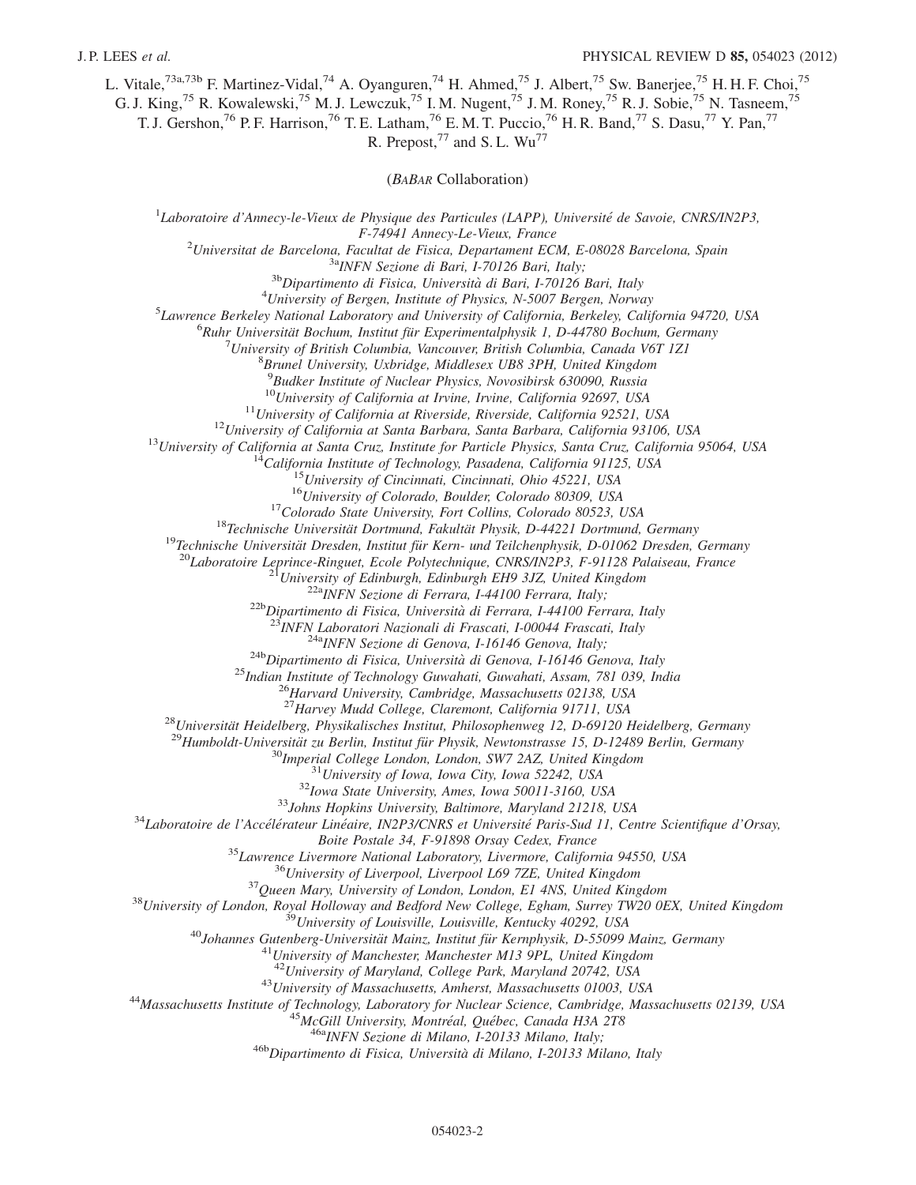L. Vitale,[73a,73b] F. Martinez-Vidal,[74] A. Oyanguren,[74] H. Ahmed,[75] J. Albert,[75] Sw. Banerjee,[75] H. H. F. Choi,[75] G. J. King,[75] R. Kowalewski,[75] M. J. Lewczuk,[75] I. M. Nugent,[75] J. M. Roney,[75] R. J. Sobie,[75] N. Tasneem,[75] T. J. Gershon,[76] P. F. Harrison,[76] T. E. Latham,[76] E. M. T. Puccio,[76] H. R. Band,[77] S. Dasu,[77] Y. Pan,[77] R. Prepost,[77] and S. L. Wu[77]

(*BABAR* Collaboration)

[1]*Laboratoire d'Annecy-le-Vieux de Physique des Particules (LAPP), Université de Savoie, CNRS/IN2P3, F-74941 Annecy-Le-Vieux, France*
[2]*Universitat de Barcelona, Facultat de Fisica, Departament ECM, E-08028 Barcelona, Spain*
[3a]*INFN Sezione di Bari, I-70126 Bari, Italy;*
[3b]*Dipartimento di Fisica, Università di Bari, I-70126 Bari, Italy*
[4]*University of Bergen, Institute of Physics, N-5007 Bergen, Norway*
[5]*Lawrence Berkeley National Laboratory and University of California, Berkeley, California 94720, USA*
[6]*Ruhr Universität Bochum, Institut für Experimentalphysik 1, D-44780 Bochum, Germany*
[7]*University of British Columbia, Vancouver, British Columbia, Canada V6T 1Z1*
[8]*Brunel University, Uxbridge, Middlesex UB8 3PH, United Kingdom*
[9]*Budker Institute of Nuclear Physics, Novosibirsk 630090, Russia*
[10]*University of California at Irvine, Irvine, California 92697, USA*
[11]*University of California at Riverside, Riverside, California 92521, USA*
[12]*University of California at Santa Barbara, Santa Barbara, California 93106, USA*
[13]*University of California at Santa Cruz, Institute for Particle Physics, Santa Cruz, California 95064, USA*
[14]*California Institute of Technology, Pasadena, California 91125, USA*
[15]*University of Cincinnati, Cincinnati, Ohio 45221, USA*
[16]*University of Colorado, Boulder, Colorado 80309, USA*
[17]*Colorado State University, Fort Collins, Colorado 80523, USA*
[18]*Technische Universität Dortmund, Fakultät Physik, D-44221 Dortmund, Germany*
[19]*Technische Universität Dresden, Institut für Kern- und Teilchenphysik, D-01062 Dresden, Germany*
[20]*Laboratoire Leprince-Ringuet, Ecole Polytechnique, CNRS/IN2P3, F-91128 Palaiseau, France*
[21]*University of Edinburgh, Edinburgh EH9 3JZ, United Kingdom*
[22a]*INFN Sezione di Ferrara, I-44100 Ferrara, Italy;*
[22b]*Dipartimento di Fisica, Università di Ferrara, I-44100 Ferrara, Italy*
[23]*INFN Laboratori Nazionali di Frascati, I-00044 Frascati, Italy*
[24a]*INFN Sezione di Genova, I-16146 Genova, Italy;*
[24b]*Dipartimento di Fisica, Università di Genova, I-16146 Genova, Italy*
[25]*Indian Institute of Technology Guwahati, Guwahati, Assam, 781 039, India*
[26]*Harvard University, Cambridge, Massachusetts 02138, USA*
[27]*Harvey Mudd College, Claremont, California 91711, USA*
[28]*Universität Heidelberg, Physikalisches Institut, Philosophenweg 12, D-69120 Heidelberg, Germany*
[29]*Humboldt-Universität zu Berlin, Institut für Physik, Newtonstrasse 15, D-12489 Berlin, Germany*
[30]*Imperial College London, London, SW7 2AZ, United Kingdom*
[31]*University of Iowa, Iowa City, Iowa 52242, USA*
[32]*Iowa State University, Ames, Iowa 50011-3160, USA*
[33]*Johns Hopkins University, Baltimore, Maryland 21218, USA*
[34]*Laboratoire de l'Accélérateur Linéaire, IN2P3/CNRS et Université Paris-Sud 11, Centre Scientifique d'Orsay, Boite Postale 34, F-91898 Orsay Cedex, France*
[35]*Lawrence Livermore National Laboratory, Livermore, California 94550, USA*
[36]*University of Liverpool, Liverpool L69 7ZE, United Kingdom*
[37]*Queen Mary, University of London, London, E1 4NS, United Kingdom*
[38]*University of London, Royal Holloway and Bedford New College, Egham, Surrey TW20 0EX, United Kingdom*
[39]*University of Louisville, Louisville, Kentucky 40292, USA*
[40]*Johannes Gutenberg-Universität Mainz, Institut für Kernphysik, D-55099 Mainz, Germany*
[41]*University of Manchester, Manchester M13 9PL, United Kingdom*
[42]*University of Maryland, College Park, Maryland 20742, USA*
[43]*University of Massachusetts, Amherst, Massachusetts 01003, USA*
[44]*Massachusetts Institute of Technology, Laboratory for Nuclear Science, Cambridge, Massachusetts 02139, USA*
[45]*McGill University, Montréal, Québec, Canada H3A 2T8*
[46a]*INFN Sezione di Milano, I-20133 Milano, Italy;*
[46b]*Dipartimento di Fisica, Università di Milano, I-20133 Milano, Italy*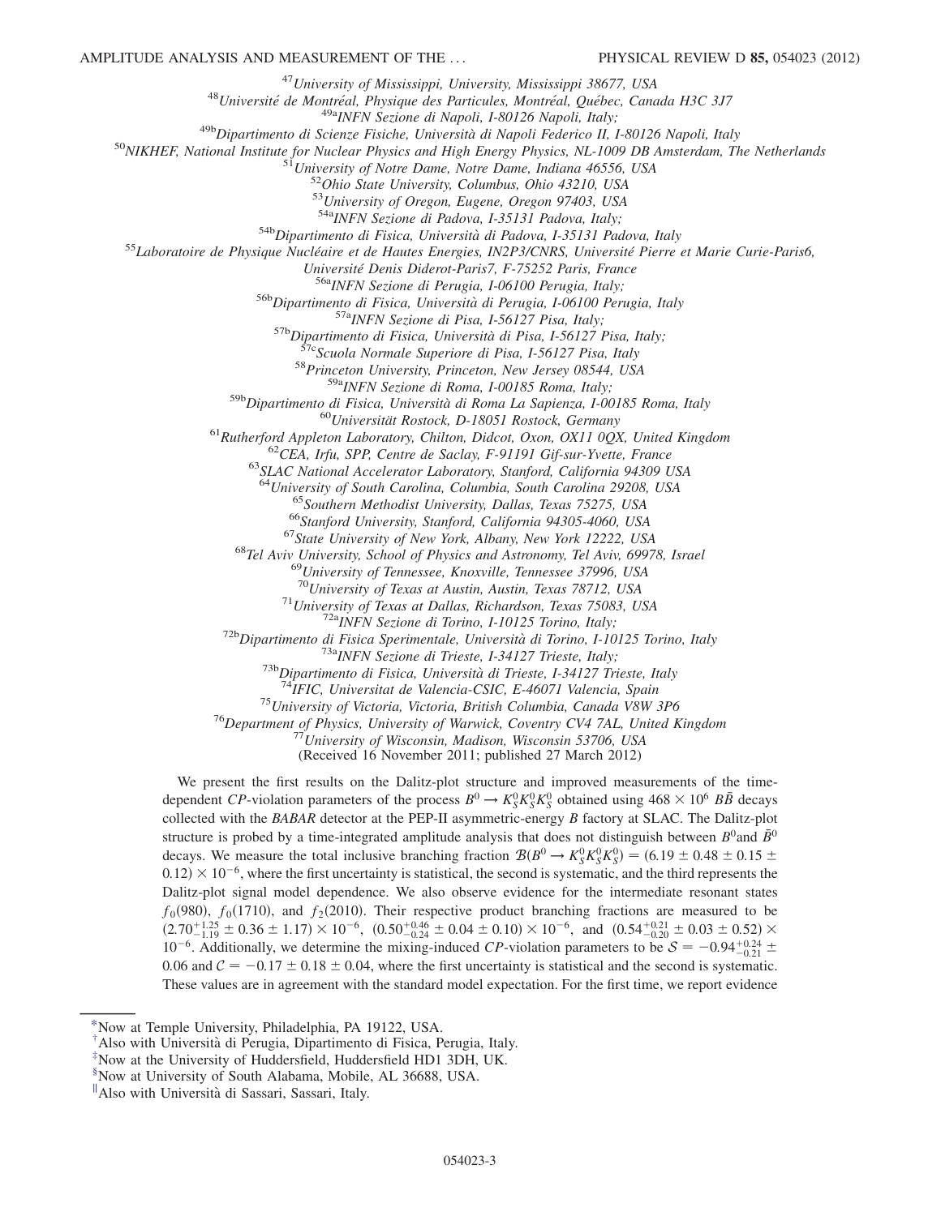[47]University of Mississippi, University, Mississippi 38677, USA
[48]Université de Montréal, Physique des Particules, Montréal, Québec, Canada H3C 3J7
[49a]INFN Sezione di Napoli, I-80126 Napoli, Italy;
[49b]Dipartimento di Scienze Fisiche, Università di Napoli Federico II, I-80126 Napoli, Italy
[50]NIKHEF, National Institute for Nuclear Physics and High Energy Physics, NL-1009 DB Amsterdam, The Netherlands
[51]University of Notre Dame, Notre Dame, Indiana 46556, USA
[52]Ohio State University, Columbus, Ohio 43210, USA
[53]University of Oregon, Eugene, Oregon 97403, USA
[54a]INFN Sezione di Padova, I-35131 Padova, Italy;
[54b]Dipartimento di Fisica, Università di Padova, I-35131 Padova, Italy
[55]Laboratoire de Physique Nucléaire et de Hautes Energies, IN2P3/CNRS, Université Pierre et Marie Curie-Paris6, Université Denis Diderot-Paris7, F-75252 Paris, France
[56a]INFN Sezione di Perugia, I-06100 Perugia, Italy;
[56b]Dipartimento di Fisica, Università di Perugia, I-06100 Perugia, Italy
[57a]INFN Sezione di Pisa, I-56127 Pisa, Italy;
[57b]Dipartimento di Fisica, Università di Pisa, I-56127 Pisa, Italy;
[57c]Scuola Normale Superiore di Pisa, I-56127 Pisa, Italy
[58]Princeton University, Princeton, New Jersey 08544, USA
[59a]INFN Sezione di Roma, I-00185 Roma, Italy;
[59b]Dipartimento di Fisica, Università di Roma La Sapienza, I-00185 Roma, Italy
[60]Universität Rostock, D-18051 Rostock, Germany
[61]Rutherford Appleton Laboratory, Chilton, Didcot, Oxon, OX11 0QX, United Kingdom
[62]CEA, Irfu, SPP, Centre de Saclay, F-91191 Gif-sur-Yvette, France
[63]SLAC National Accelerator Laboratory, Stanford, California 94309 USA
[64]University of South Carolina, Columbia, South Carolina 29208, USA
[65]Southern Methodist University, Dallas, Texas 75275, USA
[66]Stanford University, Stanford, California 94305-4060, USA
[67]State University of New York, Albany, New York 12222, USA
[68]Tel Aviv University, School of Physics and Astronomy, Tel Aviv, 69978, Israel
[69]University of Tennessee, Knoxville, Tennessee 37996, USA
[70]University of Texas at Austin, Austin, Texas 78712, USA
[71]University of Texas at Dallas, Richardson, Texas 75083, USA
[72a]INFN Sezione di Torino, I-10125 Torino, Italy;
[72b]Dipartimento di Fisica Sperimentale, Università di Torino, I-10125 Torino, Italy
[73a]INFN Sezione di Trieste, I-34127 Trieste, Italy;
[73b]Dipartimento di Fisica, Università di Trieste, I-34127 Trieste, Italy
[74]IFIC, Universitat de Valencia-CSIC, E-46071 Valencia, Spain
[75]University of Victoria, Victoria, British Columbia, Canada V8W 3P6
[76]Department of Physics, University of Warwick, Coventry CV4 7AL, United Kingdom
[77]University of Wisconsin, Madison, Wisconsin 53706, USA

(Received 16 November 2011; published 27 March 2012)

We present the first results on the Dalitz-plot structure and improved measurements of the time-dependent $CP$-violation parameters of the process $B^0 \to K_S^0 K_S^0 K_S^0$ obtained using $468 \times 10^6$ $B\bar{B}$ decays collected with the *BABAR* detector at the PEP-II asymmetric-energy $B$ factory at SLAC. The Dalitz-plot structure is probed by a time-integrated amplitude analysis that does not distinguish between $B^0$and $\bar{B}^0$ decays. We measure the total inclusive branching fraction $\mathcal{B}(B^0 \to K_S^0 K_S^0 K_S^0) = (6.19 \pm 0.48 \pm 0.15 \pm 0.12) \times 10^{-6}$, where the first uncertainty is statistical, the second is systematic, and the third represents the Dalitz-plot signal model dependence. We also observe evidence for the intermediate resonant states $f_0(980)$, $f_0(1710)$, and $f_2(2010)$. Their respective product branching fractions are measured to be $(2.70^{+1.25}_{-1.19} \pm 0.36 \pm 1.17) \times 10^{-6}$, $(0.50^{+0.46}_{-0.24} \pm 0.04 \pm 0.10) \times 10^{-6}$, and $(0.54^{+0.21}_{-0.20} \pm 0.03 \pm 0.52) \times 10^{-6}$. Additionally, we determine the mixing-induced $CP$-violation parameters to be $\mathcal{S} = -0.94^{+0.24}_{-0.21} \pm 0.06$ and $\mathcal{C} = -0.17 \pm 0.18 \pm 0.04$, where the first uncertainty is statistical and the second is systematic. These values are in agreement with the standard model expectation. For the first time, we report evidence

[*]Now at Temple University, Philadelphia, PA 19122, USA.
[†]Also with Università di Perugia, Dipartimento di Fisica, Perugia, Italy.
[‡]Now at the University of Huddersfield, Huddersfield HD1 3DH, UK.
[§]Now at University of South Alabama, Mobile, AL 36688, USA.
[‖]Also with Università di Sassari, Sassari, Italy.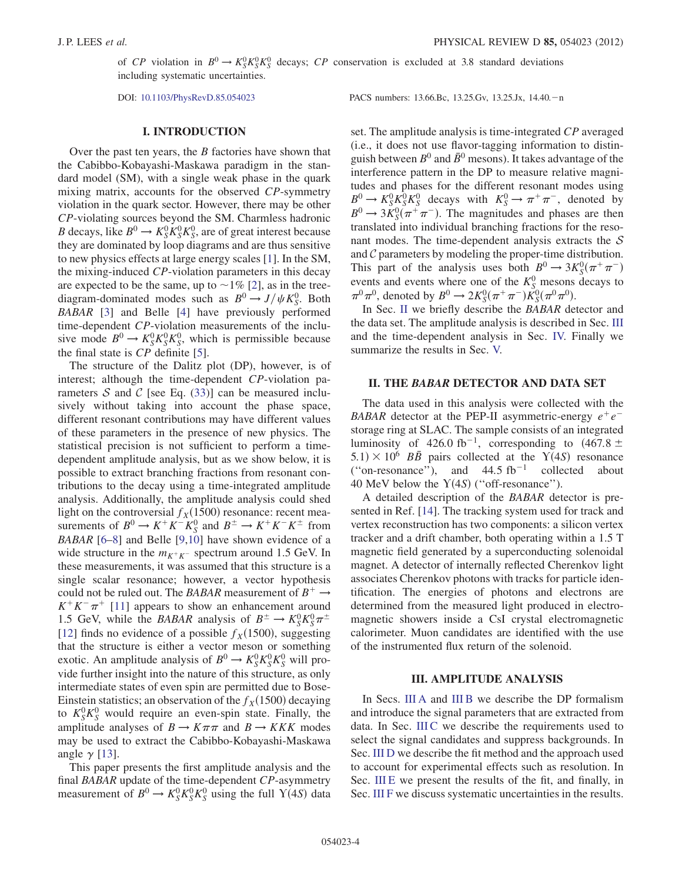of $CP$ violation in $B^0 \to K_S^0 K_S^0 K_S^0$ decays; $CP$ conservation is excluded at 3.8 standard deviations including systematic uncertainties.

DOI: 10.1103/PhysRevD.85.054023 PACS numbers: 13.66.Bc, 13.25.Gv, 13.25.Jx, 14.40.−n

## I. INTRODUCTION

Over the past ten years, the $B$ factories have shown that the Cabibbo-Kobayashi-Maskawa paradigm in the standard model (SM), with a single weak phase in the quark mixing matrix, accounts for the observed $CP$-symmetry violation in the quark sector. However, there may be other $CP$-violating sources beyond the SM. Charmless hadronic $B$ decays, like $B^0 \to K_S^0 K_S^0 K_S^0$, are of great interest because they are dominated by loop diagrams and are thus sensitive to new physics effects at large energy scales [1]. In the SM, the mixing-induced $CP$-violation parameters in this decay are expected to be the same, up to $\sim 1\%$ [2], as in the tree-diagram-dominated modes such as $B^0 \to J/\psi K_S^0$. Both *BABAR* [3] and Belle [4] have previously performed time-dependent $CP$-violation measurements of the inclusive mode $B^0 \to K_S^0 K_S^0 K_S^0$, which is permissible because the final state is $CP$ definite [5].

The structure of the Dalitz plot (DP), however, is of interest; although the time-dependent $CP$-violation parameters $\mathcal{S}$ and $\mathcal{C}$ [see Eq. (33)] can be measured inclusively without taking into account the phase space, different resonant contributions may have different values of these parameters in the presence of new physics. The statistical precision is not sufficient to perform a time-dependent amplitude analysis, but as we show below, it is possible to extract branching fractions from resonant contributions to the decay using a time-integrated amplitude analysis. Additionally, the amplitude analysis could shed light on the controversial $f_X(1500)$ resonance: recent measurements of $B^0 \to K^+K^-K_S^0$ and $B^\pm \to K^+K^-K^\pm$ from *BABAR* [6–8] and Belle [9,10] have shown evidence of a wide structure in the $m_{K^+K^-}$ spectrum around 1.5 GeV. In these measurements, it was assumed that this structure is a single scalar resonance; however, a vector hypothesis could not be ruled out. The *BABAR* measurement of $B^+ \to K^+K^-\pi^+$ [11] appears to show an enhancement around 1.5 GeV, while the *BABAR* analysis of $B^\pm \to K_S^0 K_S^0 \pi^\pm$ [12] finds no evidence of a possible $f_X(1500)$, suggesting that the structure is either a vector meson or something exotic. An amplitude analysis of $B^0 \to K_S^0 K_S^0 K_S^0$ will provide further insight into the nature of this structure, as only intermediate states of even spin are permitted due to Bose-Einstein statistics; an observation of the $f_X(1500)$ decaying to $K_S^0 K_S^0$ would require an even-spin state. Finally, the amplitude analyses of $B \to K\pi\pi$ and $B \to KKK$ modes may be used to extract the Cabibbo-Kobayashi-Maskawa angle $\gamma$ [13].

This paper presents the first amplitude analysis and the final *BABAR* update of the time-dependent $CP$-asymmetry measurement of $B^0 \to K_S^0 K_S^0 K_S^0$ using the full $\Upsilon(4S)$ data set. The amplitude analysis is time-integrated $CP$ averaged (i.e., it does not use flavor-tagging information to distinguish between $B^0$ and $\bar{B}^0$ mesons). It takes advantage of the interference pattern in the DP to measure relative magnitudes and phases for the different resonant modes using $B^0 \to K_S^0 K_S^0 K_S^0$ decays with $K_S^0 \to \pi^+\pi^-$, denoted by $B^0 \to 3K_S^0(\pi^+\pi^-)$. The magnitudes and phases are then translated into individual branching fractions for the resonant modes. The time-dependent analysis extracts the $\mathcal{S}$ and $\mathcal{C}$ parameters by modeling the proper-time distribution. This part of the analysis uses both $B^0 \to 3K_S^0(\pi^+\pi^-)$ events and events where one of the $K_S^0$ mesons decays to $\pi^0\pi^0$, denoted by $B^0 \to 2K_S^0(\pi^+\pi^-)K_S^0(\pi^0\pi^0)$.

In Sec. II we briefly describe the *BABAR* detector and the data set. The amplitude analysis is described in Sec. III and the time-dependent analysis in Sec. IV. Finally we summarize the results in Sec. V.

## II. THE *BABAR* DETECTOR AND DATA SET

The data used in this analysis were collected with the *BABAR* detector at the PEP-II asymmetric-energy $e^+e^-$ storage ring at SLAC. The sample consists of an integrated luminosity of 426.0 $\text{fb}^{-1}$, corresponding to $(467.8 \pm 5.1) \times 10^6$ $B\bar{B}$ pairs collected at the $\Upsilon(4S)$ resonance ("on-resonance"), and 44.5 $\text{fb}^{-1}$ collected about 40 MeV below the $\Upsilon(4S)$ ("off-resonance").

A detailed description of the *BABAR* detector is presented in Ref. [14]. The tracking system used for track and vertex reconstruction has two components: a silicon vertex tracker and a drift chamber, both operating within a 1.5 T magnetic field generated by a superconducting solenoidal magnet. A detector of internally reflected Cherenkov light associates Cherenkov photons with tracks for particle identification. The energies of photons and electrons are determined from the measured light produced in electromagnetic showers inside a CsI crystal electromagnetic calorimeter. Muon candidates are identified with the use of the instrumented flux return of the solenoid.

## III. AMPLITUDE ANALYSIS

In Secs. III A and III B we describe the DP formalism and introduce the signal parameters that are extracted from data. In Sec. III C we describe the requirements used to select the signal candidates and suppress backgrounds. In Sec. III D we describe the fit method and the approach used to account for experimental effects such as resolution. In Sec. III E we present the results of the fit, and finally, in Sec. III F we discuss systematic uncertainties in the results.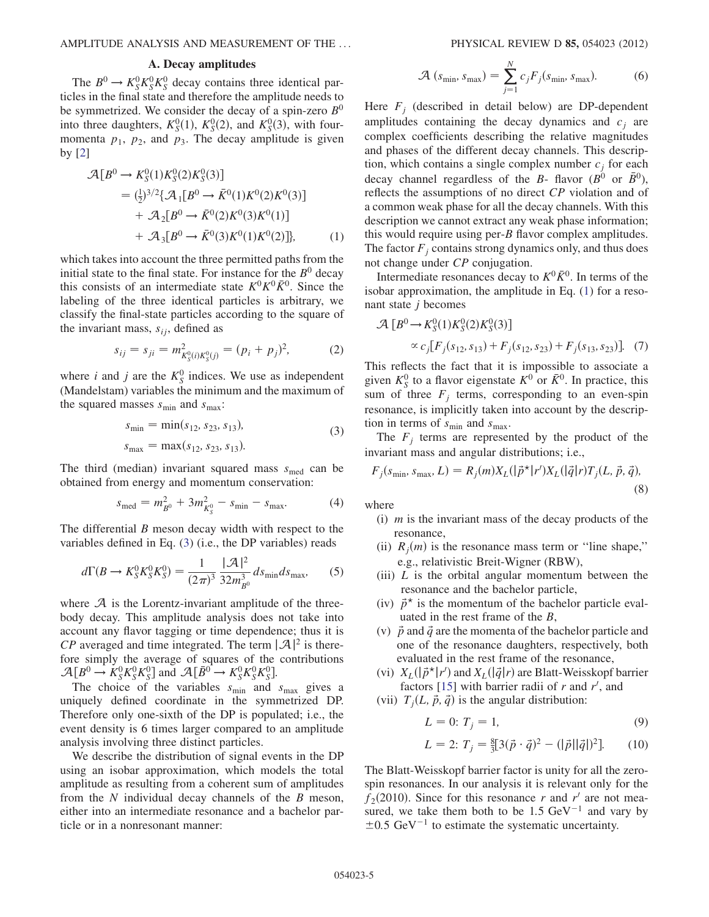### A. Decay amplitudes

The $B^0 \to K_S^0 K_S^0 K_S^0$ decay contains three identical particles in the final state and therefore the amplitude needs to be symmetrized. We consider the decay of a spin-zero $B^0$ into three daughters, $K_S^0(1)$, $K_S^0(2)$, and $K_S^0(3)$, with four-momenta $p_1$, $p_2$, and $p_3$. The decay amplitude is given by [2]

$$
\begin{aligned}
\mathcal{A}[B^0 \to K_S^0(1)K_S^0(2)K_S^0(3)] &= (\tfrac{1}{2})^{3/2}\{\mathcal{A}_1[B^0 \to \bar{K}^0(1)K^0(2)K^0(3)] \\
&\quad + \mathcal{A}_2[B^0 \to \bar{K}^0(2)K^0(3)K^0(1)] \\
&\quad + \mathcal{A}_3[B^0 \to \bar{K}^0(3)K^0(1)K^0(2)]\}, \qquad (1)
\end{aligned}
$$

which takes into account the three permitted paths from the initial state to the final state. For instance for the $B^0$ decay this consists of an intermediate state $K^0K^0\bar{K}^0$. Since the labeling of the three identical particles is arbitrary, we classify the final-state particles according to the square of the invariant mass, $s_{ij}$, defined as

$$
s_{ij} = s_{ji} = m^2_{K_S^0(i)K_S^0(j)} = (p_i + p_j)^2, \qquad (2)
$$

where $i$ and $j$ are the $K_S^0$ indices. We use as independent (Mandelstam) variables the minimum and the maximum of the squared masses $s_{\rm min}$ and $s_{\rm max}$:

$$
\begin{aligned}
s_{\rm min} &= \min(s_{12}, s_{23}, s_{13}), \\
s_{\rm max} &= \max(s_{12}, s_{23}, s_{13}).
\end{aligned} \qquad (3)
$$

The third (median) invariant squared mass $s_{\rm med}$ can be obtained from energy and momentum conservation:

$$
s_{\rm med} = m^2_{B^0} + 3m^2_{K_S^0} - s_{\rm min} - s_{\rm max}. \qquad (4)
$$

The differential $B$ meson decay width with respect to the variables defined in Eq. (3) (i.e., the DP variables) reads

$$
d\Gamma(B \to K_S^0K_S^0K_S^0) = \frac{1}{(2\pi)^3}\frac{|\mathcal{A}|^2}{32m^3_{B^0}}ds_{\rm min}ds_{\rm max}, \qquad (5)
$$

where $\mathcal{A}$ is the Lorentz-invariant amplitude of the three-body decay. This amplitude analysis does not take into account any flavor tagging or time dependence; thus it is $CP$ averaged and time integrated. The term $|\mathcal{A}|^2$ is therefore simply the average of squares of the contributions $\mathcal{A}[B^0 \to K_S^0K_S^0K_S^0]$ and $\mathcal{A}[\bar{B}^0 \to K_S^0K_S^0K_S^0]$.

The choice of the variables $s_{\rm min}$ and $s_{\rm max}$ gives a uniquely defined coordinate in the symmetrized DP. Therefore only one-sixth of the DP is populated; i.e., the event density is 6 times larger compared to an amplitude analysis involving three distinct particles.

We describe the distribution of signal events in the DP using an isobar approximation, which models the total amplitude as resulting from a coherent sum of amplitudes from the $N$ individual decay channels of the $B$ meson, either into an intermediate resonance and a bachelor particle or in a nonresonant manner:

$$
\mathcal{A}(s_{\rm min}, s_{\rm max}) = \sum_{j=1}^{N} c_j F_j(s_{\rm min}, s_{\rm max}). \qquad (6)
$$

Here $F_j$ (described in detail below) are DP-dependent amplitudes containing the decay dynamics and $c_j$ are complex coefficients describing the relative magnitudes and phases of the different decay channels. This description, which contains a single complex number $c_j$ for each decay channel regardless of the $B$- flavor ($B^0$ or $\bar{B}^0$), reflects the assumptions of no direct $CP$ violation and of a common weak phase for all the decay channels. With this description we cannot extract any weak phase information; this would require using per-$B$ flavor complex amplitudes. The factor $F_j$ contains strong dynamics only, and thus does not change under $CP$ conjugation.

Intermediate resonances decay to $K^0\bar{K}^0$. In terms of the isobar approximation, the amplitude in Eq. (1) for a resonant state $j$ becomes

$$
\mathcal{A}[B^0 \to K_S^0(1)K_S^0(2)K_S^0(3)] \propto c_j[F_j(s_{12}, s_{13}) + F_j(s_{12}, s_{23}) + F_j(s_{13}, s_{23})]. \qquad (7)
$$

This reflects the fact that it is impossible to associate a given $K_S^0$ to a flavor eigenstate $K^0$ or $\bar{K}^0$. In practice, this sum of three $F_j$ terms, corresponding to an even-spin resonance, is implicitly taken into account by the description in terms of $s_{\rm min}$ and $s_{\rm max}$.

The $F_j$ terms are represented by the product of the invariant mass and angular distributions; i.e.,

$$
F_j(s_{\rm min}, s_{\rm max}, L) = R_j(m)X_L(|\vec{p}^\star|r')X_L(|\vec{q}|r)T_j(L, \vec{p}, \vec{q}), \qquad (8)
$$

where

(i) $m$ is the invariant mass of the decay products of the resonance,
(ii) $R_j(m)$ is the resonance mass term or "line shape," e.g., relativistic Breit-Wigner (RBW),
(iii) $L$ is the orbital angular momentum between the resonance and the bachelor particle,
(iv) $\vec{p}^\star$ is the momentum of the bachelor particle evaluated in the rest frame of the $B$,
(v) $\vec{p}$ and $\vec{q}$ are the momenta of the bachelor particle and one of the resonance daughters, respectively, both evaluated in the rest frame of the resonance,
(vi) $X_L(|\vec{p}^\star|r')$ and $X_L(|\vec{q}|r)$ are Blatt-Weisskopf barrier factors [15] with barrier radii of $r$ and $r'$, and
(vii) $T_j(L, \vec{p}, \vec{q})$ is the angular distribution:

$$
L = 0:\ T_j = 1, \qquad (9)
$$

$$
L = 2:\ T_j = \tfrac{8}{3}[3(\vec{p}\cdot\vec{q})^2 - (|\vec{p}||\vec{q}|)^2]. \qquad (10)
$$

The Blatt-Weisskopf barrier factor is unity for all the zero-spin resonances. In our analysis it is relevant only for the $f_2(2010)$. Since for this resonance $r$ and $r'$ are not measured, we take them both to be 1.5 $\mathrm{GeV}^{-1}$ and vary by $\pm 0.5\ \mathrm{GeV}^{-1}$ to estimate the systematic uncertainty.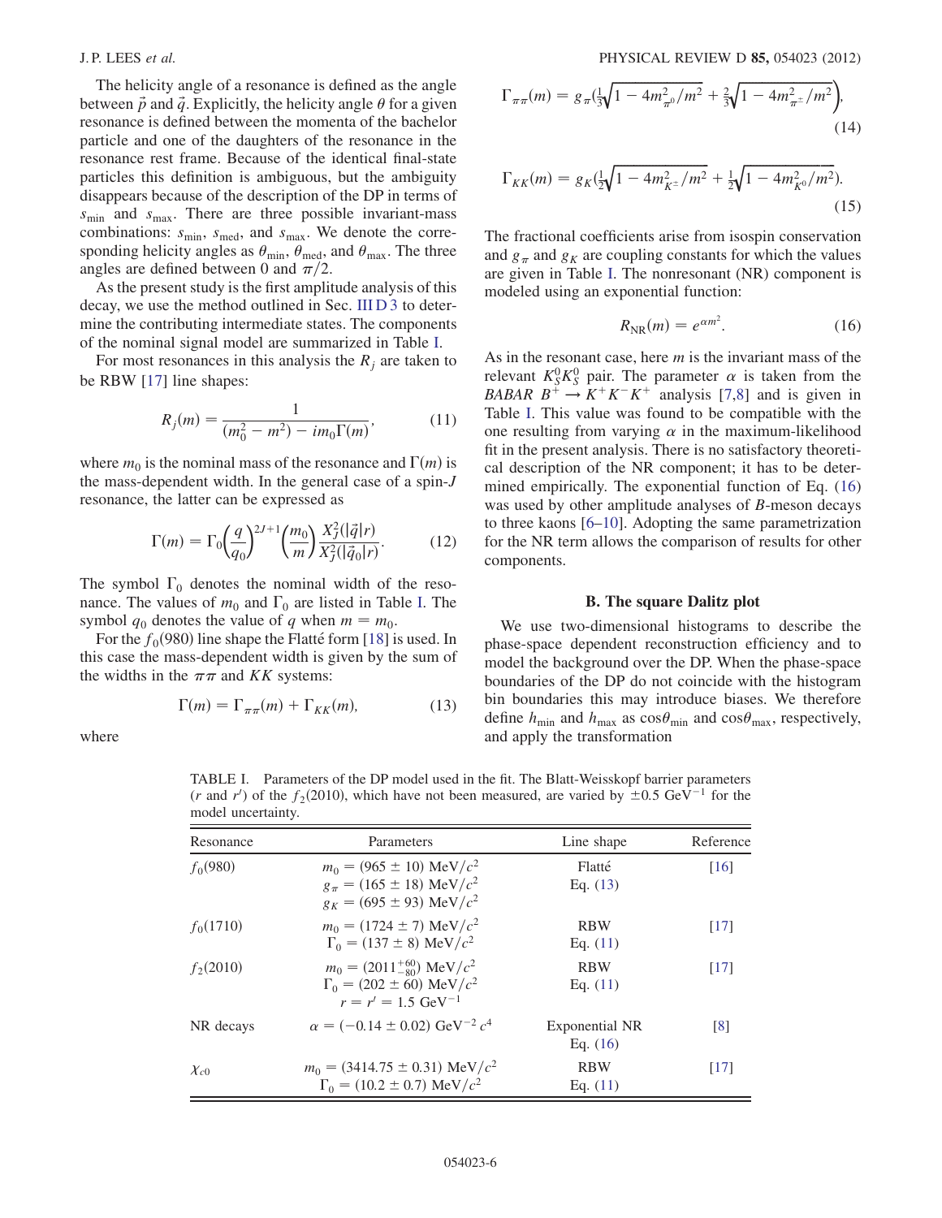The helicity angle of a resonance is defined as the angle between $\vec{p}$ and $\vec{q}$. Explicitly, the helicity angle $\theta$ for a given resonance is defined between the momenta of the bachelor particle and one of the daughters of the resonance in the resonance rest frame. Because of the identical final-state particles this definition is ambiguous, but the ambiguity disappears because of the description of the DP in terms of $s_{\min}$ and $s_{\max}$. There are three possible invariant-mass combinations: $s_{\min}$, $s_{\text{med}}$, and $s_{\max}$. We denote the corresponding helicity angles as $\theta_{\min}$, $\theta_{\text{med}}$, and $\theta_{\max}$. The three angles are defined between 0 and $\pi/2$.

As the present study is the first amplitude analysis of this decay, we use the method outlined in Sec. III D 3 to determine the contributing intermediate states. The components of the nominal signal model are summarized in Table I.

For most resonances in this analysis the $R_j$ are taken to be RBW [17] line shapes:

$$R_j(m) = \frac{1}{(m_0^2 - m^2) - im_0\Gamma(m)}, \tag{11}$$

where $m_0$ is the nominal mass of the resonance and $\Gamma(m)$ is the mass-dependent width. In the general case of a spin-$J$ resonance, the latter can be expressed as

$$\Gamma(m) = \Gamma_0\left(\frac{q}{q_0}\right)^{2J+1}\left(\frac{m_0}{m}\right)\frac{X_J^2(|\vec{q}|r)}{X_J^2(|\vec{q}_0|r)}. \tag{12}$$

The symbol $\Gamma_0$ denotes the nominal width of the resonance. The values of $m_0$ and $\Gamma_0$ are listed in Table I. The symbol $q_0$ denotes the value of $q$ when $m = m_0$.

For the $f_0(980)$ line shape the Flatté form [18] is used. In this case the mass-dependent width is given by the sum of the widths in the $\pi\pi$ and $KK$ systems:

$$\Gamma(m) = \Gamma_{\pi\pi}(m) + \Gamma_{KK}(m), \tag{13}$$

where

$$\Gamma_{\pi\pi}(m) = g_\pi\left(\tfrac{1}{3}\sqrt{1 - 4m_{\pi^0}^2/m^2} + \tfrac{2}{3}\sqrt{1 - 4m_{\pi^\pm}^2/m^2}\right), \tag{14}$$

$$\Gamma_{KK}(m) = g_K\left(\tfrac{1}{2}\sqrt{1 - 4m_{K^\pm}^2/m^2} + \tfrac{1}{2}\sqrt{1 - 4m_{K^0}^2/m^2}\right). \tag{15}$$

The fractional coefficients arise from isospin conservation and $g_\pi$ and $g_K$ are coupling constants for which the values are given in Table I. The nonresonant (NR) component is modeled using an exponential function:

$$R_{\text{NR}}(m) = e^{\alpha m^2}. \tag{16}$$

As in the resonant case, here $m$ is the invariant mass of the relevant $K_S^0 K_S^0$ pair. The parameter $\alpha$ is taken from the *BABAR* $B^+ \to K^+K^-K^+$ analysis [7,8] and is given in Table I. This value was found to be compatible with the one resulting from varying $\alpha$ in the maximum-likelihood fit in the present analysis. There is no satisfactory theoretical description of the NR component; it has to be determined empirically. The exponential function of Eq. (16) was used by other amplitude analyses of $B$-meson decays to three kaons [6–10]. Adopting the same parametrization for the NR term allows the comparison of results for other components.

### B. The square Dalitz plot

We use two-dimensional histograms to describe the phase-space dependent reconstruction efficiency and to model the background over the DP. When the phase-space boundaries of the DP do not coincide with the histogram bin boundaries this may introduce biases. We therefore define $h_{\min}$ and $h_{\max}$ as $\cos\theta_{\min}$ and $\cos\theta_{\max}$, respectively, and apply the transformation

TABLE I. Parameters of the DP model used in the fit. The Blatt-Weisskopf barrier parameters ($r$ and $r'$) of the $f_2(2010)$, which have not been measured, are varied by $\pm 0.5\ \text{GeV}^{-1}$ for the model uncertainty.

| Resonance | Parameters | Line shape | Reference |
|---|---|---|---|
| $f_0(980)$ | $m_0 = (965 \pm 10)\ \text{MeV}/c^2$<br>$g_\pi = (165 \pm 18)\ \text{MeV}/c^2$<br>$g_K = (695 \pm 93)\ \text{MeV}/c^2$ | Flatté<br>Eq. (13) | [16] |
| $f_0(1710)$ | $m_0 = (1724 \pm 7)\ \text{MeV}/c^2$<br>$\Gamma_0 = (137 \pm 8)\ \text{MeV}/c^2$ | RBW<br>Eq. (11) | [17] |
| $f_2(2010)$ | $m_0 = (2011^{+60}_{-80})\ \text{MeV}/c^2$<br>$\Gamma_0 = (202 \pm 60)\ \text{MeV}/c^2$<br>$r = r' = 1.5\ \text{GeV}^{-1}$ | RBW<br>Eq. (11) | [17] |
| NR decays | $\alpha = (-0.14 \pm 0.02)\ \text{GeV}^{-2}\,c^4$ | Exponential NR<br>Eq. (16) | [8] |
| $\chi_{c0}$ | $m_0 = (3414.75 \pm 0.31)\ \text{MeV}/c^2$<br>$\Gamma_0 = (10.2 \pm 0.7)\ \text{MeV}/c^2$ | RBW<br>Eq. (11) | [17] |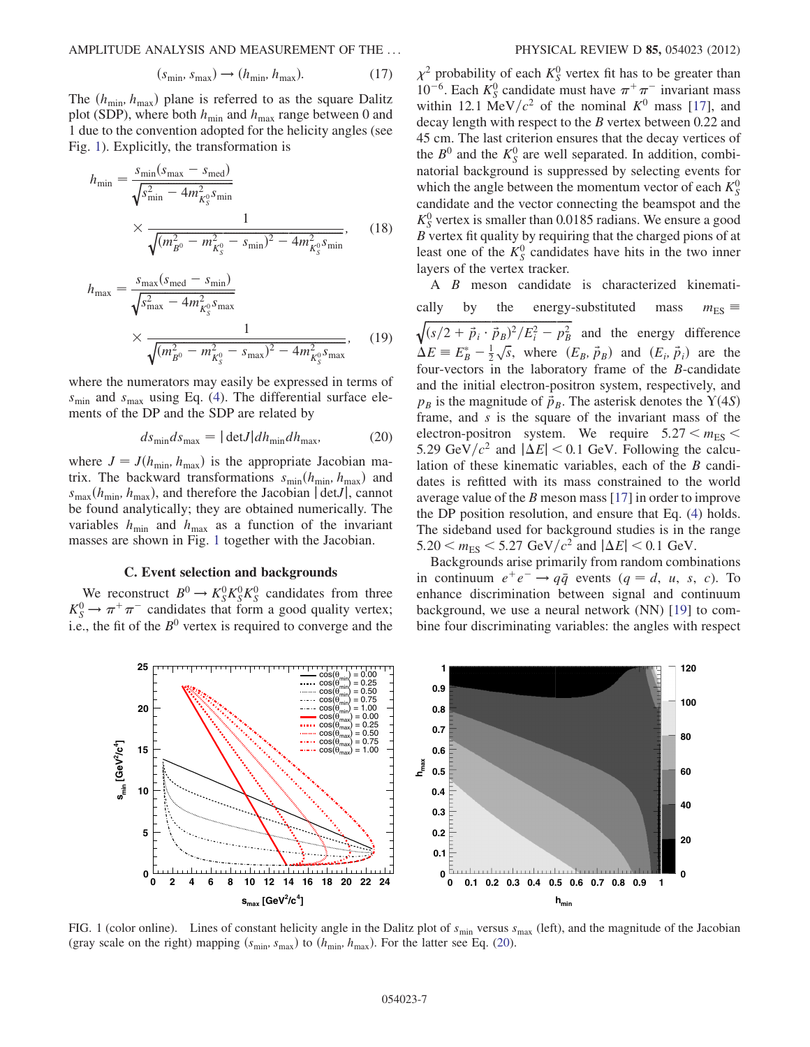$$(s_{\min}, s_{\max}) \rightarrow (h_{\min}, h_{\max}). \tag{17}$$

The $(h_{\min}, h_{\max})$ plane is referred to as the square Dalitz plot (SDP), where both $h_{\min}$ and $h_{\max}$ range between 0 and 1 due to the convention adopted for the helicity angles (see Fig. 1). Explicitly, the transformation is

$$h_{\min} = \frac{s_{\min}(s_{\max} - s_{\rm med})}{\sqrt{s_{\min}^2 - 4m_{K_S^0}^2 s_{\min}}} \times \frac{1}{\sqrt{(m_{B^0}^2 - m_{K_S^0}^2 - s_{\min})^2 - 4m_{K_S^0}^2 s_{\min}}}, \tag{18}$$

$$h_{\max} = \frac{s_{\max}(s_{\rm med} - s_{\min})}{\sqrt{s_{\max}^2 - 4m_{K_S^0}^2 s_{\max}}} \times \frac{1}{\sqrt{(m_{B^0}^2 - m_{K_S^0}^2 - s_{\max})^2 - 4m_{K_S^0}^2 s_{\max}}}, \tag{19}$$

where the numerators may easily be expressed in terms of $s_{\min}$ and $s_{\max}$ using Eq. (4). The differential surface elements of the DP and the SDP are related by

$$ds_{\min} ds_{\max} = |\det J| dh_{\min} dh_{\max}, \tag{20}$$

where $J = J(h_{\min}, h_{\max})$ is the appropriate Jacobian matrix. The backward transformations $s_{\min}(h_{\min}, h_{\max})$ and $s_{\max}(h_{\min}, h_{\max})$, and therefore the Jacobian $|\det J|$, cannot be found analytically; they are obtained numerically. The variables $h_{\min}$ and $h_{\max}$ as a function of the invariant masses are shown in Fig. 1 together with the Jacobian.

### C. Event selection and backgrounds

We reconstruct $B^0 \rightarrow K_S^0 K_S^0 K_S^0$ candidates from three $K_S^0 \rightarrow \pi^+\pi^-$ candidates that form a good quality vertex; i.e., the fit of the $B^0$ vertex is required to converge and the $\chi^2$ probability of each $K_S^0$ vertex fit has to be greater than $10^{-6}$. Each $K_S^0$ candidate must have $\pi^+\pi^-$ invariant mass within 12.1 MeV$/c^2$ of the nominal $K^0$ mass [17], and decay length with respect to the $B$ vertex between 0.22 and 45 cm. The last criterion ensures that the decay vertices of the $B^0$ and the $K_S^0$ are well separated. In addition, combinatorial background is suppressed by selecting events for which the angle between the momentum vector of each $K_S^0$ candidate and the vector connecting the beamspot and the $K_S^0$ vertex is smaller than 0.0185 radians. We ensure a good $B$ vertex fit quality by requiring that the charged pions of at least one of the $K_S^0$ candidates have hits in the two inner layers of the vertex tracker.

A $B$ meson candidate is characterized kinematically by the energy-substituted mass $m_{\rm ES} \equiv \sqrt{(s/2 + \vec{p}_i \cdot \vec{p}_B)^2/E_i^2 - p_B^2}$ and the energy difference $\Delta E \equiv E_B^* - \frac{1}{2}\sqrt{s}$, where $(E_B, \vec{p}_B)$ and $(E_i, \vec{p}_i)$ are the four-vectors in the laboratory frame of the $B$-candidate and the initial electron-positron system, respectively, and $p_B$ is the magnitude of $\vec{p}_B$. The asterisk denotes the $\Upsilon(4S)$ frame, and $s$ is the square of the invariant mass of the electron-positron system. We require $5.27 < m_{\rm ES} < 5.29$ GeV$/c^2$ and $|\Delta E| < 0.1$ GeV. Following the calculation of these kinematic variables, each of the $B$ candidates is refitted with its mass constrained to the world average value of the $B$ meson mass [17] in order to improve the DP position resolution, and ensure that Eq. (4) holds. The sideband used for background studies is in the range $5.20 < m_{\rm ES} < 5.27$ GeV$/c^2$ and $|\Delta E| < 0.1$ GeV.

Backgrounds arise primarily from random combinations in continuum $e^+e^- \rightarrow q\bar{q}$ events ($q = d, u, s, c$). To enhance discrimination between signal and continuum background, we use a neural network (NN) [19] to combine four discriminating variables: the angles with respect

FIG. 1 (color online). Lines of constant helicity angle in the Dalitz plot of $s_{\min}$ versus $s_{\max}$ (left), and the magnitude of the Jacobian (gray scale on the right) mapping $(s_{\min}, s_{\max})$ to $(h_{\min}, h_{\max})$. For the latter see Eq. (20).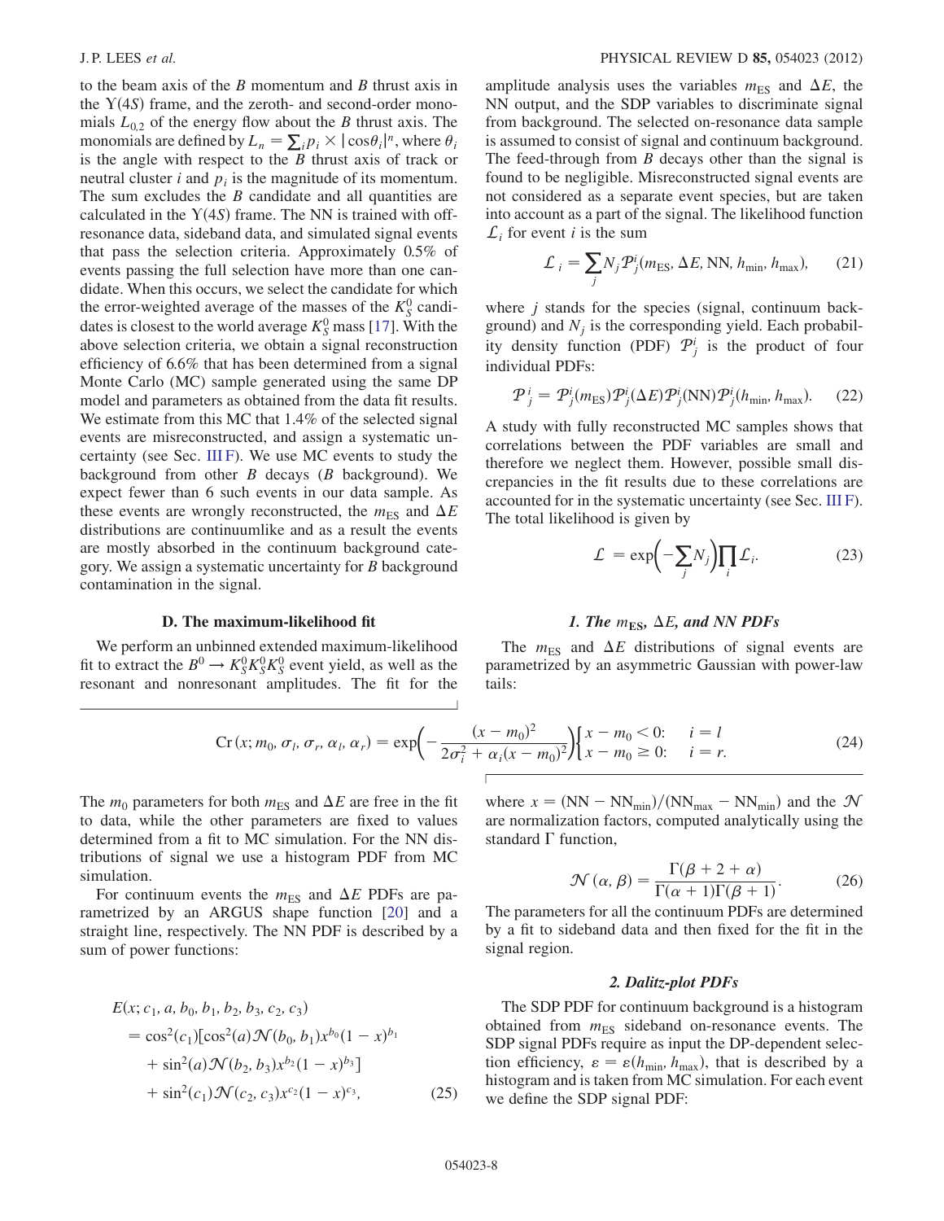to the beam axis of the $B$ momentum and $B$ thrust axis in the $\Upsilon(4S)$ frame, and the zeroth- and second-order monomials $L_{0,2}$ of the energy flow about the $B$ thrust axis. The monomials are defined by $L_n = \sum_i p_i \times |\cos\theta_i|^n$, where $\theta_i$ is the angle with respect to the $B$ thrust axis of track or neutral cluster $i$ and $p_i$ is the magnitude of its momentum. The sum excludes the $B$ candidate and all quantities are calculated in the $\Upsilon(4S)$ frame. The NN is trained with off-resonance data, sideband data, and simulated signal events that pass the selection criteria. Approximately 0.5% of events passing the full selection have more than one candidate. When this occurs, we select the candidate for which the error-weighted average of the masses of the $K_S^0$ candidates is closest to the world average $K_S^0$ mass [17]. With the above selection criteria, we obtain a signal reconstruction efficiency of 6.6% that has been determined from a signal Monte Carlo (MC) sample generated using the same DP model and parameters as obtained from the data fit results. We estimate from this MC that 1.4% of the selected signal events are misreconstructed, and assign a systematic uncertainty (see Sec. III F). We use MC events to study the background from other $B$ decays ($B$ background). We expect fewer than 6 such events in our data sample. As these events are wrongly reconstructed, the $m_{\rm ES}$ and $\Delta E$ distributions are continuumlike and as a result the events are mostly absorbed in the continuum background category. We assign a systematic uncertainty for $B$ background contamination in the signal.

### D. The maximum-likelihood fit

We perform an unbinned extended maximum-likelihood fit to extract the $B^0 \to K_S^0 K_S^0 K_S^0$ event yield, as well as the resonant and nonresonant amplitudes. The fit for the amplitude analysis uses the variables $m_{\rm ES}$ and $\Delta E$, the NN output, and the SDP variables to discriminate signal from background. The selected on-resonance data sample is assumed to consist of signal and continuum background. The feed-through from $B$ decays other than the signal is found to be negligible. Misreconstructed signal events are not considered as a separate event species, but are taken into account as a part of the signal. The likelihood function $\mathcal{L}_i$ for event $i$ is the sum

$$\mathcal{L}_i = \sum_j N_j \mathcal{P}_j^i(m_{\rm ES}, \Delta E, {\rm NN}, h_{\rm min}, h_{\rm max}), \tag{21}$$

where $j$ stands for the species (signal, continuum background) and $N_j$ is the corresponding yield. Each probability density function (PDF) $\mathcal{P}_j^i$ is the product of four individual PDFs:

$$\mathcal{P}_j^i = \mathcal{P}_j^i(m_{\rm ES})\mathcal{P}_j^i(\Delta E)\mathcal{P}_j^i({\rm NN})\mathcal{P}_j^i(h_{\rm min}, h_{\rm max}). \tag{22}$$

A study with fully reconstructed MC samples shows that correlations between the PDF variables are small and therefore we neglect them. However, possible small discrepancies in the fit results due to these correlations are accounted for in the systematic uncertainty (see Sec. III F). The total likelihood is given by

$$\mathcal{L} = \exp\left(-\sum_j N_j\right)\prod_i \mathcal{L}_i. \tag{23}$$

#### 1. The $m_{\rm ES}$, $\Delta E$, and NN PDFs

The $m_{\rm ES}$ and $\Delta E$ distributions of signal events are parametrized by an asymmetric Gaussian with power-law tails:

$$\mathrm{Cr}(x; m_0, \sigma_l, \sigma_r, \alpha_l, \alpha_r) = \exp\left(-\frac{(x-m_0)^2}{2\sigma_i^2 + \alpha_i(x-m_0)^2}\right)\begin{cases} x - m_0 < 0: & i = l \\ x - m_0 \geq 0: & i = r. \end{cases} \tag{24}$$

The $m_0$ parameters for both $m_{\rm ES}$ and $\Delta E$ are free in the fit to data, while the other parameters are fixed to values determined from a fit to MC simulation. For the NN distributions of signal we use a histogram PDF from MC simulation.

For continuum events the $m_{\rm ES}$ and $\Delta E$ PDFs are parametrized by an ARGUS shape function [20] and a straight line, respectively. The NN PDF is described by a sum of power functions:

$$\begin{aligned} &E(x; c_1, a, b_0, b_1, b_2, b_3, c_2, c_3) \\ &\quad = \cos^2(c_1)[\cos^2(a)\mathcal{N}(b_0, b_1)x^{b_0}(1-x)^{b_1} \\ &\quad + \sin^2(a)\mathcal{N}(b_2, b_3)x^{b_2}(1-x)^{b_3}] \\ &\quad + \sin^2(c_1)\mathcal{N}(c_2, c_3)x^{c_2}(1-x)^{c_3}, \end{aligned} \tag{25}$$

where $x = ({\rm NN} - {\rm NN}_{\rm min})/({\rm NN}_{\rm max} - {\rm NN}_{\rm min})$ and the $\mathcal{N}$ are normalization factors, computed analytically using the standard $\Gamma$ function,

$$\mathcal{N}(\alpha, \beta) = \frac{\Gamma(\beta + 2 + \alpha)}{\Gamma(\alpha + 1)\Gamma(\beta + 1)}. \tag{26}$$

The parameters for all the continuum PDFs are determined by a fit to sideband data and then fixed for the fit in the signal region.

#### 2. Dalitz-plot PDFs

The SDP PDF for continuum background is a histogram obtained from $m_{\rm ES}$ sideband on-resonance events. The SDP signal PDFs require as input the DP-dependent selection efficiency, $\varepsilon = \varepsilon(h_{\rm min}, h_{\rm max})$, that is described by a histogram and is taken from MC simulation. For each event we define the SDP signal PDF: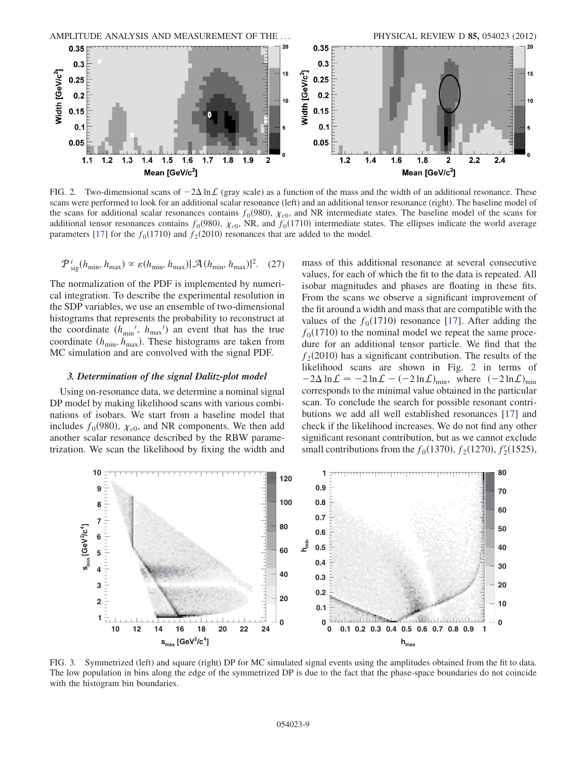FIG. 2. Two-dimensional scans of $-2\Delta \ln \mathcal{L}$ (gray scale) as a function of the mass and the width of an additional resonance. These scans were performed to look for an additional scalar resonance (left) and an additional tensor resonance (right). The baseline model of the scans for additional scalar resonances contains $f_0(980)$, $\chi_{c0}$, and NR intermediate states. The baseline model of the scans for additional tensor resonances contains $f_0(980)$, $\chi_{c0}$, NR, and $f_0(1710)$ intermediate states. The ellipses indicate the world average parameters [17] for the $f_0(1710)$ and $f_2(2010)$ resonances that are added to the model.

$$\mathcal{P}^{\,i}_{\rm sig}(h_{\rm min}, h_{\rm max}) \propto \varepsilon(h_{\rm min}, h_{\rm max})|\mathcal{A}(h_{\rm min}, h_{\rm max})|^2. \quad (27)$$

The normalization of the PDF is implemented by numerical integration. To describe the experimental resolution in the SDP variables, we use an ensemble of two-dimensional histograms that represents the probability to reconstruct at the coordinate $(h_{\rm min}{}', h_{\rm max}{}')$ an event that has the true coordinate $(h_{\rm min}, h_{\rm max})$. These histograms are taken from MC simulation and are convolved with the signal PDF.

### 3. Determination of the signal Dalitz-plot model

Using on-resonance data, we determine a nominal signal DP model by making likelihood scans with various combinations of isobars. We start from a baseline model that includes $f_0(980)$, $\chi_{c0}$, and NR components. We then add another scalar resonance described by the RBW parametrization. We scan the likelihood by fixing the width and mass of this additional resonance at several consecutive values, for each of which the fit to the data is repeated. All isobar magnitudes and phases are floating in these fits. From the scans we observe a significant improvement of the fit around a width and mass that are compatible with the values of the $f_0(1710)$ resonance [17]. After adding the $f_0(1710)$ to the nominal model we repeat the same procedure for an additional tensor particle. We find that the $f_2(2010)$ has a significant contribution. The results of the likelihood scans are shown in Fig. 2 in terms of $-2\Delta \ln \mathcal{L} = -2\ln \mathcal{L} - (-2\ln \mathcal{L})_{\rm min}$, where $(-2\ln \mathcal{L})_{\rm min}$ corresponds to the minimal value obtained in the particular scan. To conclude the search for possible resonant contributions we add all well established resonances [17] and check if the likelihood increases. We do not find any other significant resonant contribution, but as we cannot exclude small contributions from the $f_0(1370)$, $f_2(1270)$, $f_2'(1525)$,

FIG. 3. Symmetrized (left) and square (right) DP for MC simulated signal events using the amplitudes obtained from the fit to data. The low population in bins along the edge of the symmetrized DP is due to the fact that the phase-space boundaries do not coincide with the histogram bin boundaries.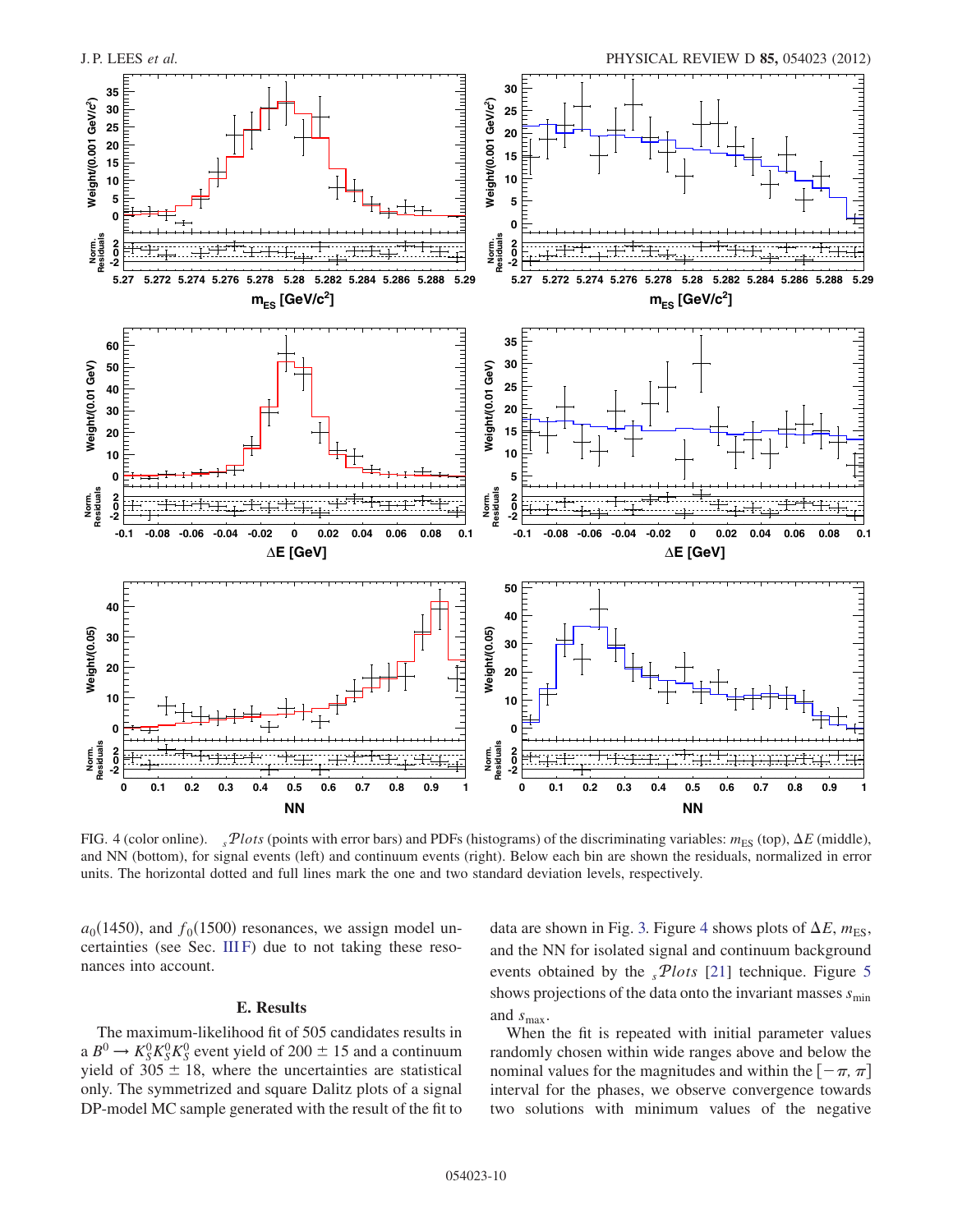FIG. 4 (color online). ${}_s\mathcal{P}lots$ (points with error bars) and PDFs (histograms) of the discriminating variables: $m_{\rm ES}$ (top), $\Delta E$ (middle), and NN (bottom), for signal events (left) and continuum events (right). Below each bin are shown the residuals, normalized in error units. The horizontal dotted and full lines mark the one and two standard deviation levels, respectively.

$a_0(1450)$, and $f_0(1500)$ resonances, we assign model uncertainties (see Sec. III F) due to not taking these resonances into account.

### E. Results

The maximum-likelihood fit of 505 candidates results in a $B^0 \to K_S^0 K_S^0 K_S^0$ event yield of $200 \pm 15$ and a continuum yield of $305 \pm 18$, where the uncertainties are statistical only. The symmetrized and square Dalitz plots of a signal DP-model MC sample generated with the result of the fit to data are shown in Fig. 3. Figure 4 shows plots of $\Delta E$, $m_{\rm ES}$, and the NN for isolated signal and continuum background events obtained by the ${}_s\mathcal{P}lots$ [21] technique. Figure 5 shows projections of the data onto the invariant masses $s_{\min}$ and $s_{\max}$.

When the fit is repeated with initial parameter values randomly chosen within wide ranges above and below the nominal values for the magnitudes and within the $[-\pi, \pi]$ interval for the phases, we observe convergence towards two solutions with minimum values of the negative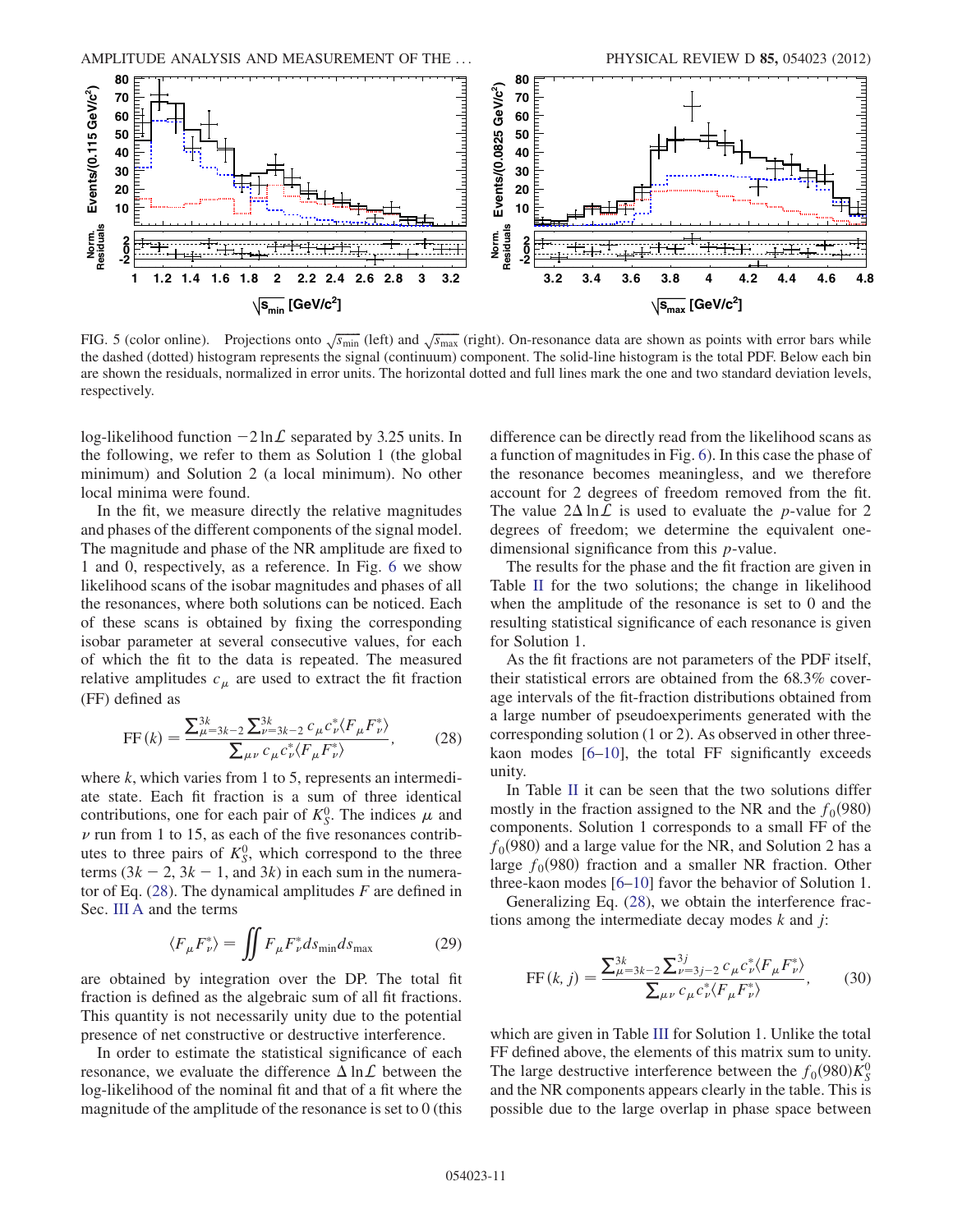FIG. 5 (color online). Projections onto $\sqrt{s_{\min}}$ (left) and $\sqrt{s_{\max}}$ (right). On-resonance data are shown as points with error bars while the dashed (dotted) histogram represents the signal (continuum) component. The solid-line histogram is the total PDF. Below each bin are shown the residuals, normalized in error units. The horizontal dotted and full lines mark the one and two standard deviation levels, respectively.

log-likelihood function $-2\ln\mathcal{L}$ separated by 3.25 units. In the following, we refer to them as Solution 1 (the global minimum) and Solution 2 (a local minimum). No other local minima were found.

In the fit, we measure directly the relative magnitudes and phases of the different components of the signal model. The magnitude and phase of the NR amplitude are fixed to 1 and 0, respectively, as a reference. In Fig. 6 we show likelihood scans of the isobar magnitudes and phases of all the resonances, where both solutions can be noticed. Each of these scans is obtained by fixing the corresponding isobar parameter at several consecutive values, for each of which the fit to the data is repeated. The measured relative amplitudes $c_\mu$ are used to extract the fit fraction (FF) defined as

$$\mathrm{FF}(k) = \frac{\sum_{\mu=3k-2}^{3k}\sum_{\nu=3k-2}^{3k} c_\mu c_\nu^* \langle F_\mu F_\nu^* \rangle}{\sum_{\mu\nu} c_\mu c_\nu^* \langle F_\mu F_\nu^* \rangle}, \tag{28}$$

where $k$, which varies from 1 to 5, represents an intermediate state. Each fit fraction is a sum of three identical contributions, one for each pair of $K_S^0$. The indices $\mu$ and $\nu$ run from 1 to 15, as each of the five resonances contributes to three pairs of $K_S^0$, which correspond to the three terms ($3k-2$, $3k-1$, and $3k$) in each sum in the numerator of Eq. (28). The dynamical amplitudes $F$ are defined in Sec. III A and the terms

$$\langle F_\mu F_\nu^* \rangle = \iint F_\mu F_\nu^* ds_{\min} ds_{\max} \tag{29}$$

are obtained by integration over the DP. The total fit fraction is defined as the algebraic sum of all fit fractions. This quantity is not necessarily unity due to the potential presence of net constructive or destructive interference.

In order to estimate the statistical significance of each resonance, we evaluate the difference $\Delta\ln\mathcal{L}$ between the log-likelihood of the nominal fit and that of a fit where the magnitude of the amplitude of the resonance is set to 0 (this difference can be directly read from the likelihood scans as a function of magnitudes in Fig. 6). In this case the phase of the resonance becomes meaningless, and we therefore account for 2 degrees of freedom removed from the fit. The value $2\Delta\ln\mathcal{L}$ is used to evaluate the $p$-value for 2 degrees of freedom; we determine the equivalent one-dimensional significance from this $p$-value.

The results for the phase and the fit fraction are given in Table II for the two solutions; the change in likelihood when the amplitude of the resonance is set to 0 and the resulting statistical significance of each resonance is given for Solution 1.

As the fit fractions are not parameters of the PDF itself, their statistical errors are obtained from the 68.3% coverage intervals of the fit-fraction distributions obtained from a large number of pseudoexperiments generated with the corresponding solution (1 or 2). As observed in other three-kaon modes [6–10], the total FF significantly exceeds unity.

In Table II it can be seen that the two solutions differ mostly in the fraction assigned to the NR and the $f_0(980)$ components. Solution 1 corresponds to a small FF of the $f_0(980)$ and a large value for the NR, and Solution 2 has a large $f_0(980)$ fraction and a smaller NR fraction. Other three-kaon modes [6–10] favor the behavior of Solution 1.

Generalizing Eq. (28), we obtain the interference fractions among the intermediate decay modes $k$ and $j$:

$$\mathrm{FF}(k,j) = \frac{\sum_{\mu=3k-2}^{3k}\sum_{\nu=3j-2}^{3j} c_\mu c_\nu^* \langle F_\mu F_\nu^* \rangle}{\sum_{\mu\nu} c_\mu c_\nu^* \langle F_\mu F_\nu^* \rangle}, \tag{30}$$

which are given in Table III for Solution 1. Unlike the total FF defined above, the elements of this matrix sum to unity. The large destructive interference between the $f_0(980)K_S^0$ and the NR components appears clearly in the table. This is possible due to the large overlap in phase space between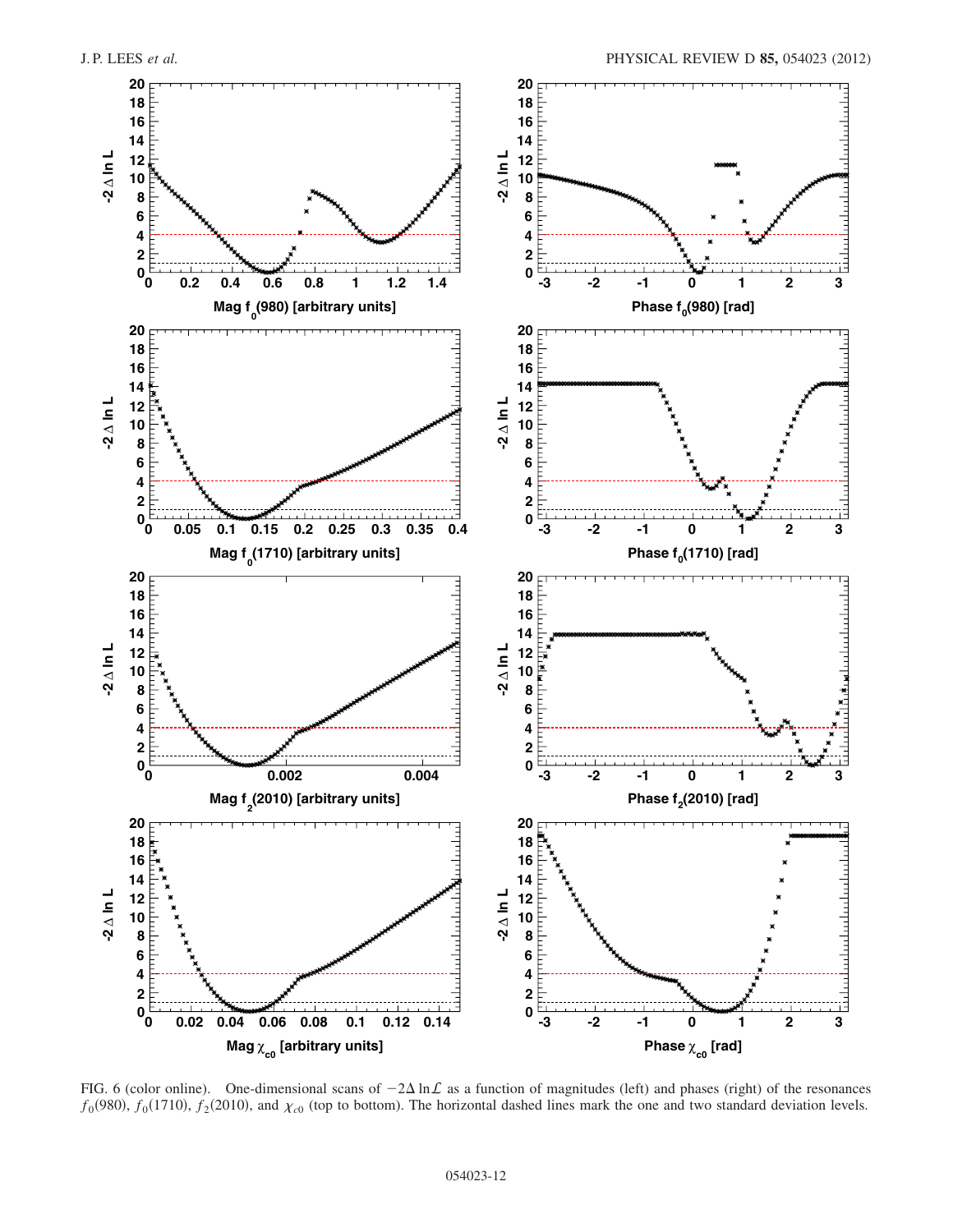FIG. 6 (color online). One-dimensional scans of $-2\Delta \ln \mathcal{L}$ as a function of magnitudes (left) and phases (right) of the resonances $f_0(980)$, $f_0(1710)$, $f_2(2010)$, and $\chi_{c0}$ (top to bottom). The horizontal dashed lines mark the one and two standard deviation levels.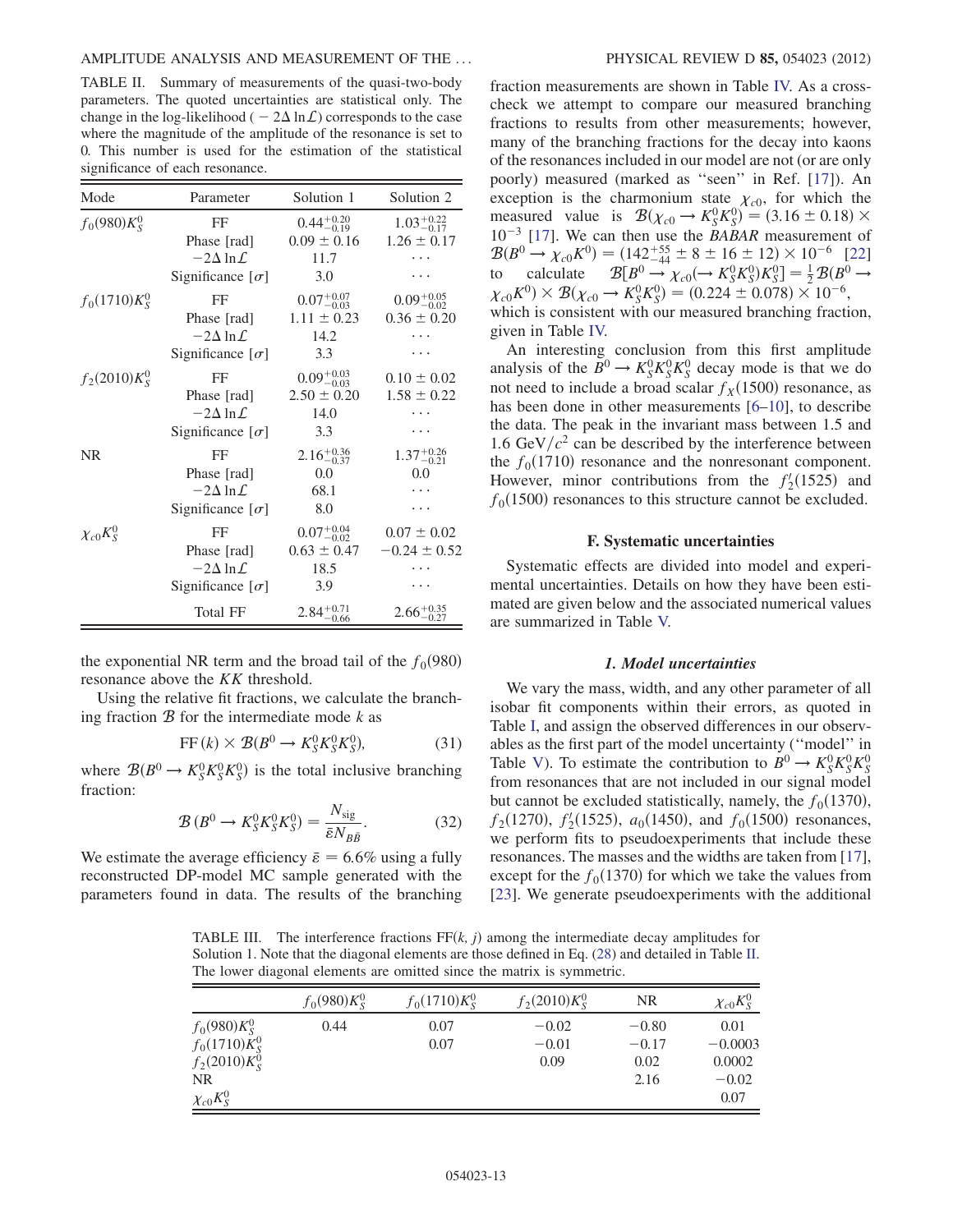TABLE II. Summary of measurements of the quasi-two-body parameters. The quoted uncertainties are statistical only. The change in the log-likelihood ($-2\Delta \ln \mathcal{L}$) corresponds to the case where the magnitude of the amplitude of the resonance is set to 0. This number is used for the estimation of the statistical significance of each resonance.

| Mode | Parameter | Solution 1 | Solution 2 |
|---|---|---|---|
| $f_0(980)K_S^0$ | FF | $0.44^{+0.20}_{-0.19}$ | $1.03^{+0.22}_{-0.17}$ |
| | Phase [rad] | $0.09 \pm 0.16$ | $1.26 \pm 0.17$ |
| | $-2\Delta \ln \mathcal{L}$ | 11.7 | ... |
| | Significance [$\sigma$] | 3.0 | ... |
| $f_0(1710)K_S^0$ | FF | $0.07^{+0.07}_{-0.03}$ | $0.09^{+0.05}_{-0.02}$ |
| | Phase [rad] | $1.11 \pm 0.23$ | $0.36 \pm 0.20$ |
| | $-2\Delta \ln \mathcal{L}$ | 14.2 | ... |
| | Significance [$\sigma$] | 3.3 | ... |
| $f_2(2010)K_S^0$ | FF | $0.09^{+0.03}_{-0.03}$ | $0.10 \pm 0.02$ |
| | Phase [rad] | $2.50 \pm 0.20$ | $1.58 \pm 0.22$ |
| | $-2\Delta \ln \mathcal{L}$ | 14.0 | ... |
| | Significance [$\sigma$] | 3.3 | ... |
| NR | FF | $2.16^{+0.36}_{-0.37}$ | $1.37^{+0.26}_{-0.21}$ |
| | Phase [rad] | 0.0 | 0.0 |
| | $-2\Delta \ln \mathcal{L}$ | 68.1 | ... |
| | Significance [$\sigma$] | 8.0 | ... |
| $\chi_{c0}K_S^0$ | FF | $0.07^{+0.04}_{-0.02}$ | $0.07 \pm 0.02$ |
| | Phase [rad] | $0.63 \pm 0.47$ | $-0.24 \pm 0.52$ |
| | $-2\Delta \ln \mathcal{L}$ | 18.5 | ... |
| | Significance [$\sigma$] | 3.9 | ... |
| | Total FF | $2.84^{+0.71}_{-0.66}$ | $2.66^{+0.35}_{-0.27}$ |

the exponential NR term and the broad tail of the $f_0(980)$ resonance above the $KK$ threshold.

Using the relative fit fractions, we calculate the branching fraction $\mathcal{B}$ for the intermediate mode $k$ as

$$\mathrm{FF}(k) \times \mathcal{B}(B^0 \to K_S^0 K_S^0 K_S^0), \tag{31}$$

where $\mathcal{B}(B^0 \to K_S^0 K_S^0 K_S^0)$ is the total inclusive branching fraction:

$$\mathcal{B}(B^0 \to K_S^0 K_S^0 K_S^0) = \frac{N_{\mathrm{sig}}}{\bar{\varepsilon} N_{B\bar{B}}}. \tag{32}$$

We estimate the average efficiency $\bar{\varepsilon} = 6.6\%$ using a fully reconstructed DP-model MC sample generated with the parameters found in data. The results of the branching fraction measurements are shown in Table IV. As a cross-check we attempt to compare our measured branching fractions to results from other measurements; however, many of the branching fractions for the decay into kaons of the resonances included in our model are not (or are only poorly) measured (marked as "seen" in Ref. [17]). An exception is the charmonium state $\chi_{c0}$, for which the measured value is $\mathcal{B}(\chi_{c0} \to K_S^0 K_S^0) = (3.16 \pm 0.18) \times 10^{-3}$ [17]. We can then use the *BABAR* measurement of $\mathcal{B}(B^0 \to \chi_{c0} K^0) = (142^{+55}_{-44} \pm 8 \pm 16 \pm 12) \times 10^{-6}$ [22] to calculate $\mathcal{B}[B^0 \to \chi_{c0}(\to K_S^0 K_S^0) K_S^0] = \frac{1}{2}\mathcal{B}(B^0 \to \chi_{c0} K^0) \times \mathcal{B}(\chi_{c0} \to K_S^0 K_S^0) = (0.224 \pm 0.078) \times 10^{-6}$, which is consistent with our measured branching fraction, given in Table IV.

An interesting conclusion from this first amplitude analysis of the $B^0 \to K_S^0 K_S^0 K_S^0$ decay mode is that we do not need to include a broad scalar $f_X(1500)$ resonance, as has been done in other measurements [6–10], to describe the data. The peak in the invariant mass between 1.5 and 1.6 GeV$/c^2$ can be described by the interference between the $f_0(1710)$ resonance and the nonresonant component. However, minor contributions from the $f_2'(1525)$ and $f_0(1500)$ resonances to this structure cannot be excluded.

### F. Systematic uncertainties

Systematic effects are divided into model and experimental uncertainties. Details on how they have been estimated are given below and the associated numerical values are summarized in Table V.

#### *1. Model uncertainties*

We vary the mass, width, and any other parameter of all isobar fit components within their errors, as quoted in Table I, and assign the observed differences in our observables as the first part of the model uncertainty ("model" in Table V). To estimate the contribution to $B^0 \to K_S^0 K_S^0 K_S^0$ from resonances that are not included in our signal model but cannot be excluded statistically, namely, the $f_0(1370)$, $f_2(1270)$, $f_2'(1525)$, $a_0(1450)$, and $f_0(1500)$ resonances, we perform fits to pseudoexperiments that include these resonances. The masses and the widths are taken from [17], except for the $f_0(1370)$ for which we take the values from [23]. We generate pseudoexperiments with the additional

TABLE III. The interference fractions FF$(k, j)$ among the intermediate decay amplitudes for Solution 1. Note that the diagonal elements are those defined in Eq. (28) and detailed in Table II. The lower diagonal elements are omitted since the matrix is symmetric.

| | $f_0(980)K_S^0$ | $f_0(1710)K_S^0$ | $f_2(2010)K_S^0$ | NR | $\chi_{c0}K_S^0$ |
|---|---|---|---|---|---|
| $f_0(980)K_S^0$ | 0.44 | 0.07 | $-0.02$ | $-0.80$ | 0.01 |
| $f_0(1710)K_S^0$ | | 0.07 | $-0.01$ | $-0.17$ | $-0.0003$ |
| $f_2(2010)K_S^0$ | | | 0.09 | 0.02 | 0.0002 |
| NR | | | | 2.16 | $-0.02$ |
| $\chi_{c0}K_S^0$ | | | | | 0.07 |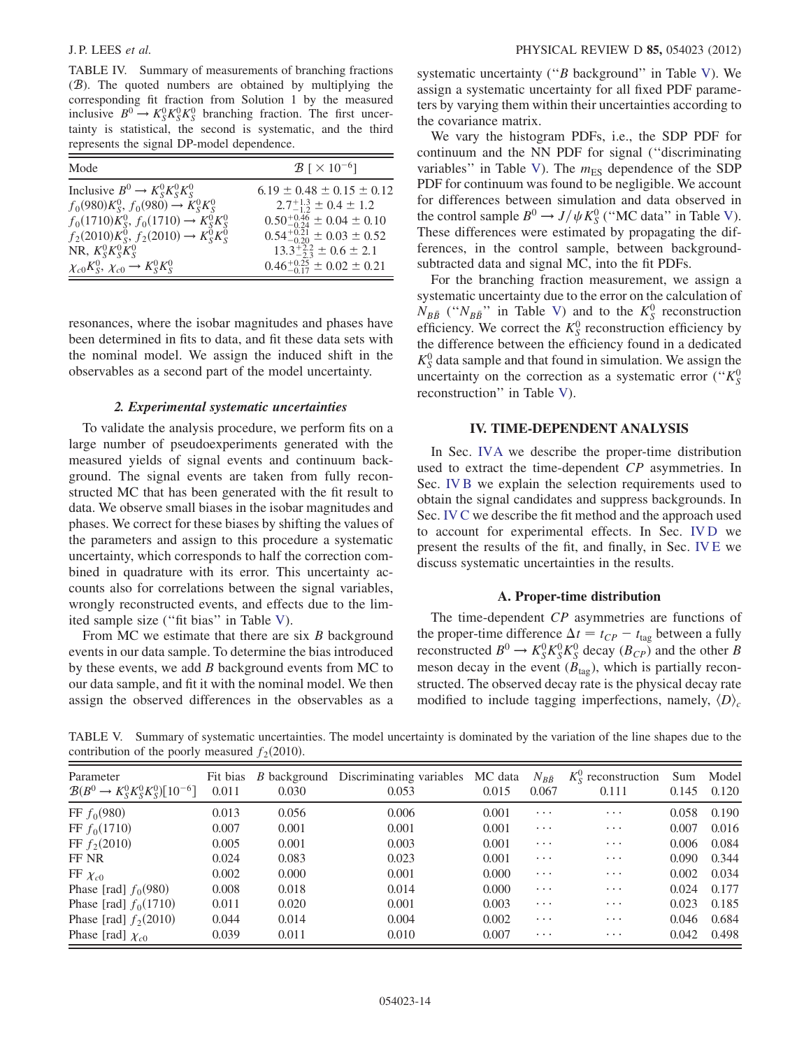TABLE IV. Summary of measurements of branching fractions ($\mathcal{B}$). The quoted numbers are obtained by multiplying the corresponding fit fraction from Solution 1 by the measured inclusive $B^0 \to K^0_S K^0_S K^0_S$ branching fraction. The first uncertainty is statistical, the second is systematic, and the third represents the signal DP-model dependence.

| Mode | $\mathcal{B}\ [\times 10^{-6}]$ |
|---|---|
| Inclusive $B^0 \to K^0_S K^0_S K^0_S$ | $6.19 \pm 0.48 \pm 0.15 \pm 0.12$ |
| $f_0(980) K^0_S$, $f_0(980) \to K^0_S K^0_S$ | $2.7^{+1.3}_{-1.2} \pm 0.4 \pm 1.2$ |
| $f_0(1710) K^0_S$, $f_0(1710) \to K^0_S K^0_S$ | $0.50^{+0.46}_{-0.24} \pm 0.04 \pm 0.10$ |
| $f_2(2010) K^0_S$, $f_2(2010) \to K^0_S K^0_S$ | $0.54^{+0.21}_{-0.20} \pm 0.03 \pm 0.52$ |
| NR, $K^0_S K^0_S K^0_S$ | $13.3^{+2.2}_{-2.3} \pm 0.6 \pm 2.1$ |
| $\chi_{c0} K^0_S$, $\chi_{c0} \to K^0_S K^0_S$ | $0.46^{+0.25}_{-0.17} \pm 0.02 \pm 0.21$ |

resonances, where the isobar magnitudes and phases have been determined in fits to data, and fit these data sets with the nominal model. We assign the induced shift in the observables as a second part of the model uncertainty.

#### 2. Experimental systematic uncertainties

To validate the analysis procedure, we perform fits on a large number of pseudoexperiments generated with the measured yields of signal events and continuum background. The signal events are taken from fully reconstructed MC that has been generated with the fit result to data. We observe small biases in the isobar magnitudes and phases. We correct for these biases by shifting the values of the parameters and assign to this procedure a systematic uncertainty, which corresponds to half the correction combined in quadrature with its error. This uncertainty accounts also for correlations between the signal variables, wrongly reconstructed events, and effects due to the limited sample size ("fit bias" in Table V).

From MC we estimate that there are six $B$ background events in our data sample. To determine the bias introduced by these events, we add $B$ background events from MC to our data sample, and fit it with the nominal model. We then assign the observed differences in the observables as a systematic uncertainty ("$B$ background" in Table V). We assign a systematic uncertainty for all fixed PDF parameters by varying them within their uncertainties according to the covariance matrix.

We vary the histogram PDFs, i.e., the SDP PDF for continuum and the NN PDF for signal ("discriminating variables" in Table V). The $m_{\rm ES}$ dependence of the SDP PDF for continuum was found to be negligible. We account for differences between simulation and data observed in the control sample $B^0 \to J/\psi K^0_S$ ("MC data" in Table V). These differences were estimated by propagating the differences, in the control sample, between background-subtracted data and signal MC, into the fit PDFs.

For the branching fraction measurement, we assign a systematic uncertainty due to the error on the calculation of $N_{B\bar{B}}$ ("$N_{B\bar{B}}$" in Table V) and to the $K^0_S$ reconstruction efficiency. We correct the $K^0_S$ reconstruction efficiency by the difference between the efficiency found in a dedicated $K^0_S$ data sample and that found in simulation. We assign the uncertainty on the correction as a systematic error ("$K^0_S$ reconstruction" in Table V).

## IV. TIME-DEPENDENT ANALYSIS

In Sec. IV A we describe the proper-time distribution used to extract the time-dependent $CP$ asymmetries. In Sec. IV B we explain the selection requirements used to obtain the signal candidates and suppress backgrounds. In Sec. IV C we describe the fit method and the approach used to account for experimental effects. In Sec. IV D we present the results of the fit, and finally, in Sec. IV E we discuss systematic uncertainties in the results.

### A. Proper-time distribution

The time-dependent $CP$ asymmetries are functions of the proper-time difference $\Delta t = t_{CP} - t_{\rm tag}$ between a fully reconstructed $B^0 \to K^0_S K^0_S K^0_S$ decay ($B_{CP}$) and the other $B$ meson decay in the event ($B_{\rm tag}$), which is partially reconstructed. The observed decay rate is the physical decay rate modified to include tagging imperfections, namely, $\langle D \rangle_c$

TABLE V. Summary of systematic uncertainties. The model uncertainty is dominated by the variation of the line shapes due to the contribution of the poorly measured $f_2(2010)$.

| Parameter | Fit bias | $B$ background | Discriminating variables | MC data | $N_{B\bar{B}}$ | $K^0_S$ reconstruction | Sum | Model |
|---|---|---|---|---|---|---|---|---|
| $\mathcal{B}(B^0 \to K^0_S K^0_S K^0_S)[10^{-6}]$ | 0.011 | 0.030 | 0.053 | 0.015 | 0.067 | 0.111 | 0.145 | 0.120 |
| FF $f_0(980)$ | 0.013 | 0.056 | 0.006 | 0.001 | ⋯ | ⋯ | 0.058 | 0.190 |
| FF $f_0(1710)$ | 0.007 | 0.001 | 0.001 | 0.001 | ⋯ | ⋯ | 0.007 | 0.016 |
| FF $f_2(2010)$ | 0.005 | 0.001 | 0.003 | 0.001 | ⋯ | ⋯ | 0.006 | 0.084 |
| FF NR | 0.024 | 0.083 | 0.023 | 0.001 | ⋯ | ⋯ | 0.090 | 0.344 |
| FF $\chi_{c0}$ | 0.002 | 0.000 | 0.001 | 0.000 | ⋯ | ⋯ | 0.002 | 0.034 |
| Phase [rad] $f_0(980)$ | 0.008 | 0.018 | 0.014 | 0.000 | ⋯ | ⋯ | 0.024 | 0.177 |
| Phase [rad] $f_0(1710)$ | 0.011 | 0.020 | 0.001 | 0.003 | ⋯ | ⋯ | 0.023 | 0.185 |
| Phase [rad] $f_2(2010)$ | 0.044 | 0.014 | 0.004 | 0.002 | ⋯ | ⋯ | 0.046 | 0.684 |
| Phase [rad] $\chi_{c0}$ | 0.039 | 0.011 | 0.010 | 0.007 | ⋯ | ⋯ | 0.042 | 0.498 |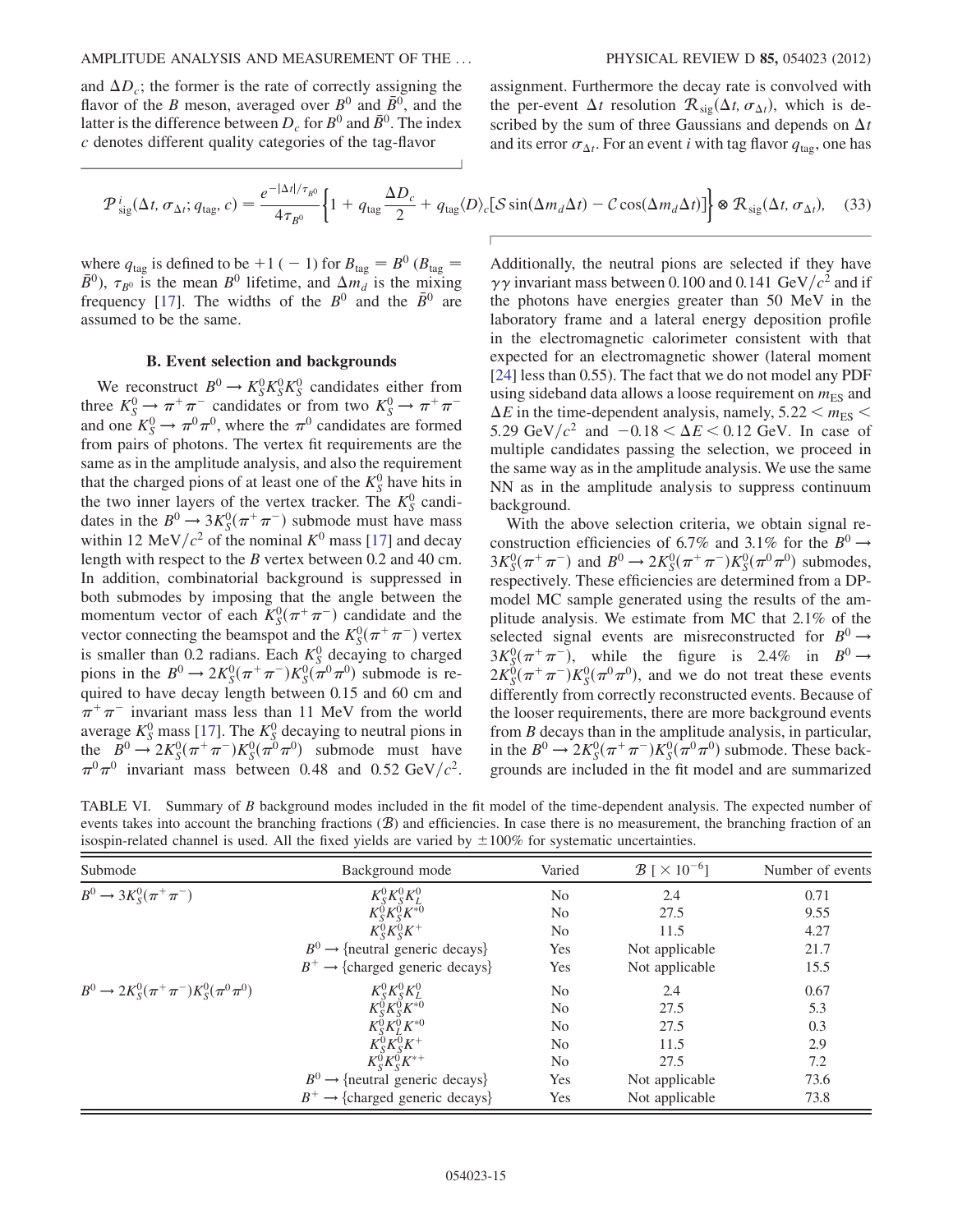and $\Delta D_c$; the former is the rate of correctly assigning the flavor of the $B$ meson, averaged over $B^0$ and $\bar{B}^0$, and the latter is the difference between $D_c$ for $B^0$ and $\bar{B}^0$. The index $c$ denotes different quality categories of the tag-flavor assignment. Furthermore the decay rate is convolved with the per-event $\Delta t$ resolution $\mathcal{R}_{\rm sig}(\Delta t, \sigma_{\Delta t})$, which is described by the sum of three Gaussians and depends on $\Delta t$ and its error $\sigma_{\Delta t}$. For an event $i$ with tag flavor $q_{\rm tag}$, one has

$$\mathcal{P}^i_{\rm sig}(\Delta t, \sigma_{\Delta t}; q_{\rm tag}, c) = \frac{e^{-|\Delta t|/\tau_{B^0}}}{4\tau_{B^0}}\left\{1 + q_{\rm tag}\frac{\Delta D_c}{2} + q_{\rm tag}\langle D\rangle_c[\mathcal{S}\sin(\Delta m_d \Delta t) - \mathcal{C}\cos(\Delta m_d \Delta t)]\right\} \otimes \mathcal{R}_{\rm sig}(\Delta t, \sigma_{\Delta t}), \quad (33)$$

where $q_{\rm tag}$ is defined to be $+1$ ($-1$) for $B_{\rm tag} = B^0$ ($B_{\rm tag} = \bar{B}^0$), $\tau_{B^0}$ is the mean $B^0$ lifetime, and $\Delta m_d$ is the mixing frequency [17]. The widths of the $B^0$ and the $\bar{B}^0$ are assumed to be the same.

### B. Event selection and backgrounds

We reconstruct $B^0 \to K^0_S K^0_S K^0_S$ candidates either from three $K^0_S \to \pi^+\pi^-$ candidates or from two $K^0_S \to \pi^+\pi^-$ and one $K^0_S \to \pi^0\pi^0$, where the $\pi^0$ candidates are formed from pairs of photons. The vertex fit requirements are the same as in the amplitude analysis, and also the requirement that the charged pions of at least one of the $K^0_S$ have hits in the two inner layers of the vertex tracker. The $K^0_S$ candidates in the $B^0 \to 3K^0_S(\pi^+\pi^-)$ submode must have mass within 12 MeV$/c^2$ of the nominal $K^0$ mass [17] and decay length with respect to the $B$ vertex between 0.2 and 40 cm. In addition, combinatorial background is suppressed in both submodes by imposing that the angle between the momentum vector of each $K^0_S(\pi^+\pi^-)$ candidate and the vector connecting the beamspot and the $K^0_S(\pi^+\pi^-)$ vertex is smaller than 0.2 radians. Each $K^0_S$ decaying to charged pions in the $B^0 \to 2K^0_S(\pi^+\pi^-)K^0_S(\pi^0\pi^0)$ submode is required to have decay length between 0.15 and 60 cm and $\pi^+\pi^-$ invariant mass less than 11 MeV from the world average $K^0_S$ mass [17]. The $K^0_S$ decaying to neutral pions in the $B^0 \to 2K^0_S(\pi^+\pi^-)K^0_S(\pi^0\pi^0)$ submode must have $\pi^0\pi^0$ invariant mass between 0.48 and 0.52 GeV$/c^2$. Additionally, the neutral pions are selected if they have $\gamma\gamma$ invariant mass between 0.100 and 0.141 GeV$/c^2$ and if the photons have energies greater than 50 MeV in the laboratory frame and a lateral energy deposition profile in the electromagnetic calorimeter consistent with that expected for an electromagnetic shower (lateral moment [24] less than 0.55). The fact that we do not model any PDF using sideband data allows a loose requirement on $m_{\rm ES}$ and $\Delta E$ in the time-dependent analysis, namely, $5.22 < m_{\rm ES} < 5.29$ GeV$/c^2$ and $-0.18 < \Delta E < 0.12$ GeV. In case of multiple candidates passing the selection, we proceed in the same way as in the amplitude analysis. We use the same NN as in the amplitude analysis to suppress continuum background.

With the above selection criteria, we obtain signal reconstruction efficiencies of 6.7% and 3.1% for the $B^0 \to 3K^0_S(\pi^+\pi^-)$ and $B^0 \to 2K^0_S(\pi^+\pi^-)K^0_S(\pi^0\pi^0)$ submodes, respectively. These efficiencies are determined from a DP-model MC sample generated using the results of the amplitude analysis. We estimate from MC that 2.1% of the selected signal events are misreconstructed for $B^0 \to 3K^0_S(\pi^+\pi^-)$, while the figure is 2.4% in $B^0 \to 2K^0_S(\pi^+\pi^-)K^0_S(\pi^0\pi^0)$, and we do not treat these events differently from correctly reconstructed events. Because of the looser requirements, there are more background events from $B$ decays than in the amplitude analysis, in particular, in the $B^0 \to 2K^0_S(\pi^+\pi^-)K^0_S(\pi^0\pi^0)$ submode. These backgrounds are included in the fit model and are summarized

TABLE VI. Summary of $B$ background modes included in the fit model of the time-dependent analysis. The expected number of events takes into account the branching fractions ($\mathcal{B}$) and efficiencies. In case there is no measurement, the branching fraction of an isospin-related channel is used. All the fixed yields are varied by $\pm 100\%$ for systematic uncertainties.

| Submode | Background mode | Varied | $\mathcal{B}$ [$\times 10^{-6}$] | Number of events |
|---|---|---|---|---|
| $B^0 \to 3K^0_S(\pi^+\pi^-)$ | $K^0_S K^0_S K^0_L$ | No | 2.4 | 0.71 |
| | $K^0_S K^0_S K^{*0}$ | No | 27.5 | 9.55 |
| | $K^0_S K^0_S K^+$ | No | 11.5 | 4.27 |
| | $B^0 \to$ {neutral generic decays} | Yes | Not applicable | 21.7 |
| | $B^+ \to$ {charged generic decays} | Yes | Not applicable | 15.5 |
| $B^0 \to 2K^0_S(\pi^+\pi^-)K^0_S(\pi^0\pi^0)$ | $K^0_S K^0_S K^0_L$ | No | 2.4 | 0.67 |
| | $K^0_S K^0_S K^{*0}$ | No | 27.5 | 5.3 |
| | $K^0_S K^0_L K^{*0}$ | No | 27.5 | 0.3 |
| | $K^0_S K^0_S K^+$ | No | 11.5 | 2.9 |
| | $K^0_S K^0_S K^{*+}$ | No | 27.5 | 7.2 |
| | $B^0 \to$ {neutral generic decays} | Yes | Not applicable | 73.6 |
| | $B^+ \to$ {charged generic decays} | Yes | Not applicable | 73.8 |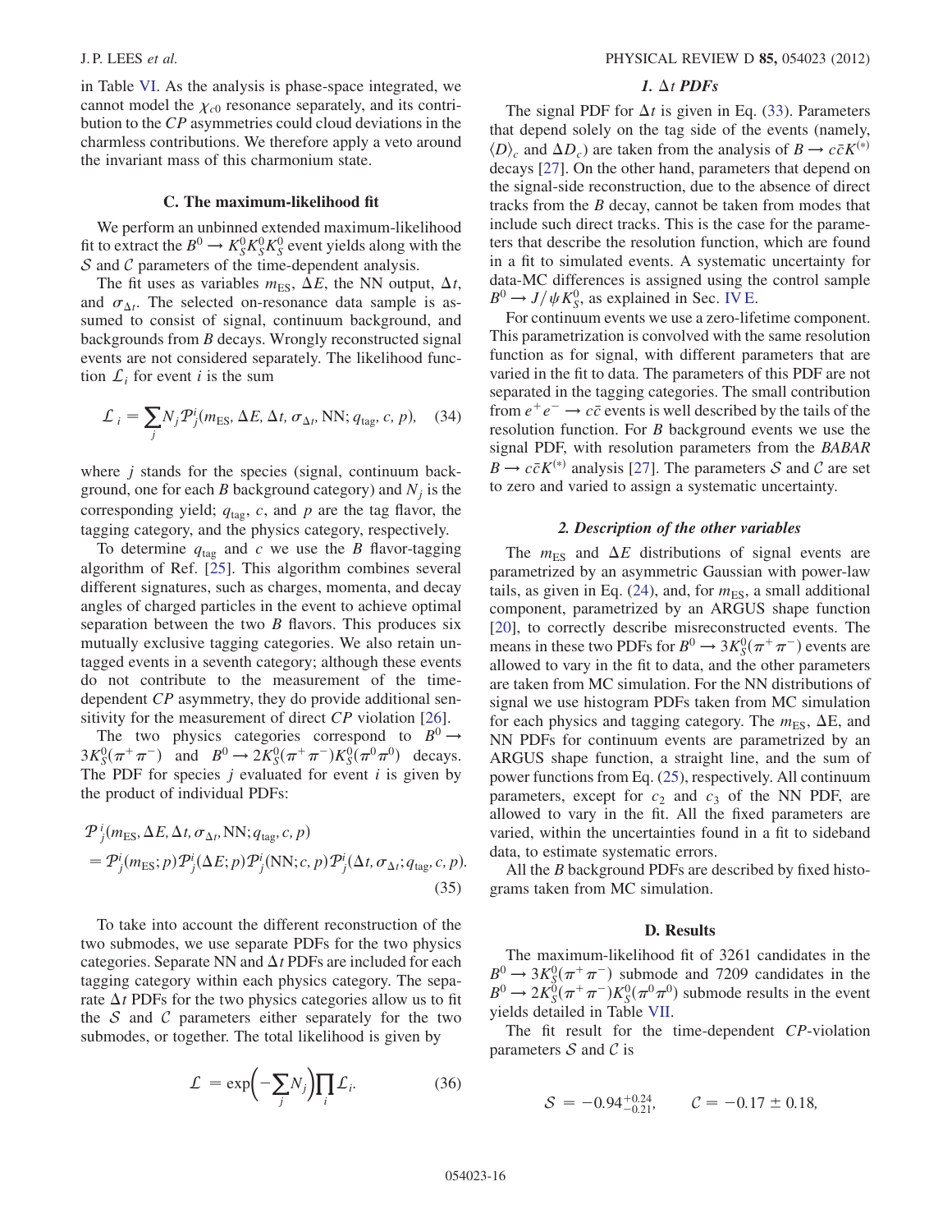in Table VI. As the analysis is phase-space integrated, we cannot model the $\chi_{c0}$ resonance separately, and its contribution to the $CP$ asymmetries could cloud deviations in the charmless contributions. We therefore apply a veto around the invariant mass of this charmonium state.

### C. The maximum-likelihood fit

We perform an unbinned extended maximum-likelihood fit to extract the $B^0 \to K_S^0 K_S^0 K_S^0$ event yields along with the $\mathcal{S}$ and $\mathcal{C}$ parameters of the time-dependent analysis.

The fit uses as variables $m_{\rm ES}$, $\Delta E$, the NN output, $\Delta t$, and $\sigma_{\Delta t}$. The selected on-resonance data sample is assumed to consist of signal, continuum background, and backgrounds from $B$ decays. Wrongly reconstructed signal events are not considered separately. The likelihood function $\mathcal{L}_i$ for event $i$ is the sum

$$\mathcal{L}_i = \sum_j N_j \mathcal{P}_j^i(m_{\rm ES}, \Delta E, \Delta t, \sigma_{\Delta t}, {\rm NN}; q_{\rm tag}, c, p), \quad (34)$$

where $j$ stands for the species (signal, continuum background, one for each $B$ background category) and $N_j$ is the corresponding yield; $q_{\rm tag}$, $c$, and $p$ are the tag flavor, the tagging category, and the physics category, respectively.

To determine $q_{\rm tag}$ and $c$ we use the $B$ flavor-tagging algorithm of Ref. [25]. This algorithm combines several different signatures, such as charges, momenta, and decay angles of charged particles in the event to achieve optimal separation between the two $B$ flavors. This produces six mutually exclusive tagging categories. We also retain untagged events in a seventh category; although these events do not contribute to the measurement of the time-dependent $CP$ asymmetry, they do provide additional sensitivity for the measurement of direct $CP$ violation [26].

The two physics categories correspond to $B^0 \to 3K_S^0(\pi^+\pi^-)$ and $B^0 \to 2K_S^0(\pi^+\pi^-)K_S^0(\pi^0\pi^0)$ decays. The PDF for species $j$ evaluated for event $i$ is given by the product of individual PDFs:

$$\begin{aligned}&\mathcal{P}_j^i(m_{\rm ES}, \Delta E, \Delta t, \sigma_{\Delta t}, {\rm NN}; q_{\rm tag}, c, p)\\ &= \mathcal{P}_j^i(m_{\rm ES}; p)\mathcal{P}_j^i(\Delta E; p)\mathcal{P}_j^i({\rm NN}; c, p)\mathcal{P}_j^i(\Delta t, \sigma_{\Delta t}; q_{\rm tag}, c, p).\end{aligned} \quad (35)$$

To take into account the different reconstruction of the two submodes, we use separate PDFs for the two physics categories. Separate NN and $\Delta t$ PDFs are included for each tagging category within each physics category. The separate $\Delta t$ PDFs for the two physics categories allow us to fit the $\mathcal{S}$ and $\mathcal{C}$ parameters either separately for the two submodes, or together. The total likelihood is given by

$$\mathcal{L} = \exp\left(-\sum_j N_j\right)\prod_i \mathcal{L}_i. \quad (36)$$

#### 1. $\Delta t$ PDFs

The signal PDF for $\Delta t$ is given in Eq. (33). Parameters that depend solely on the tag side of the events (namely, $\langle D\rangle_c$ and $\Delta D_c$) are taken from the analysis of $B \to c\bar{c}K^{(*)}$ decays [27]. On the other hand, parameters that depend on the signal-side reconstruction, due to the absence of direct tracks from the $B$ decay, cannot be taken from modes that include such direct tracks. This is the case for the parameters that describe the resolution function, which are found in a fit to simulated events. A systematic uncertainty for data-MC differences is assigned using the control sample $B^0 \to J/\psi K_S^0$, as explained in Sec. IV E.

For continuum events we use a zero-lifetime component. This parametrization is convolved with the same resolution function as for signal, with different parameters that are varied in the fit to data. The parameters of this PDF are not separated in the tagging categories. The small contribution from $e^+e^- \to c\bar{c}$ events is well described by the tails of the resolution function. For $B$ background events we use the signal PDF, with resolution parameters from the *BABAR* $B \to c\bar{c}K^{(*)}$ analysis [27]. The parameters $\mathcal{S}$ and $\mathcal{C}$ are set to zero and varied to assign a systematic uncertainty.

#### 2. Description of the other variables

The $m_{\rm ES}$ and $\Delta E$ distributions of signal events are parametrized by an asymmetric Gaussian with power-law tails, as given in Eq. (24), and, for $m_{\rm ES}$, a small additional component, parametrized by an ARGUS shape function [20], to correctly describe misreconstructed events. The means in these two PDFs for $B^0 \to 3K_S^0(\pi^+\pi^-)$ events are allowed to vary in the fit to data, and the other parameters are taken from MC simulation. For the NN distributions of signal we use histogram PDFs taken from MC simulation for each physics and tagging category. The $m_{\rm ES}$, $\Delta$E, and NN PDFs for continuum events are parametrized by an ARGUS shape function, a straight line, and the sum of power functions from Eq. (25), respectively. All continuum parameters, except for $c_2$ and $c_3$ of the NN PDF, are allowed to vary in the fit. All the fixed parameters are varied, within the uncertainties found in a fit to sideband data, to estimate systematic errors.

All the $B$ background PDFs are described by fixed histograms taken from MC simulation.

### D. Results

The maximum-likelihood fit of 3261 candidates in the $B^0 \to 3K_S^0(\pi^+\pi^-)$ submode and 7209 candidates in the $B^0 \to 2K_S^0(\pi^+\pi^-)K_S^0(\pi^0\pi^0)$ submode results in the event yields detailed in Table VII.

The fit result for the time-dependent $CP$-violation parameters $\mathcal{S}$ and $\mathcal{C}$ is

$$\mathcal{S} = -0.94^{+0.24}_{-0.21}, \qquad \mathcal{C} = -0.17 \pm 0.18,$$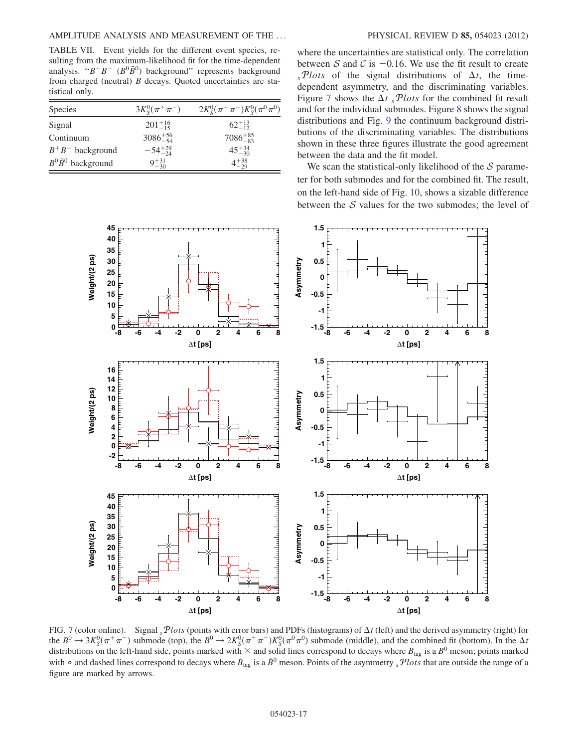TABLE VII. Event yields for the different event species, resulting from the maximum-likelihood fit for the time-dependent analysis. "$B^+B^-$ ($B^0\bar{B}^0$) background" represents background from charged (neutral) $B$ decays. Quoted uncertainties are statistical only.

| Species | $3K_S^0(\pi^+\pi^-)$ | $2K_S^0(\pi^+\pi^-)K_S^0(\pi^0\pi^0)$ |
|---|---|---|
| Signal | $201^{+16}_{-15}$ | $62^{+13}_{-12}$ |
| Continuum | $3086^{+56}_{-54}$ | $7086^{+85}_{-83}$ |
| $B^+B^-$ background | $-54^{+29}_{-24}$ | $45^{+34}_{-30}$ |
| $B^0\bar{B}^0$ background | $9^{+31}_{-30}$ | $4^{+38}_{-29}$ |

where the uncertainties are statistical only. The correlation between $\mathcal{S}$ and $\mathcal{C}$ is $-0.16$. We use the fit result to create ${}_s\mathcal{P}lots$ of the signal distributions of $\Delta t$, the time-dependent asymmetry, and the discriminating variables. Figure 7 shows the $\Delta t$ ${}_s\mathcal{P}lots$ for the combined fit result and for the individual submodes. Figure 8 shows the signal distributions and Fig. 9 the continuum background distributions of the discriminating variables. The distributions shown in these three figures illustrate the good agreement between the data and the fit model.

We scan the statistical-only likelihood of the $\mathcal{S}$ parameter for both submodes and for the combined fit. The result, on the left-hand side of Fig. 10, shows a sizable difference between the $\mathcal{S}$ values for the two submodes; the level of

FIG. 7 (color online). Signal ${}_s\mathcal{P}lots$ (points with error bars) and PDFs (histograms) of $\Delta t$ (left) and the derived asymmetry (right) for the $B^0 \to 3K_S^0(\pi^+\pi^-)$ submode (top), the $B^0 \to 2K_S^0(\pi^+\pi^-)K_S^0(\pi^0\pi^0)$ submode (middle), and the combined fit (bottom). In the $\Delta t$ distributions on the left-hand side, points marked with $\times$ and solid lines correspond to decays where $B_{\rm tag}$ is a $B^0$ meson; points marked with $\circ$ and dashed lines correspond to decays where $B_{\rm tag}$ is a $\bar{B}^0$ meson. Points of the asymmetry ${}_s\mathcal{P}lots$ that are outside the range of a figure are marked by arrows.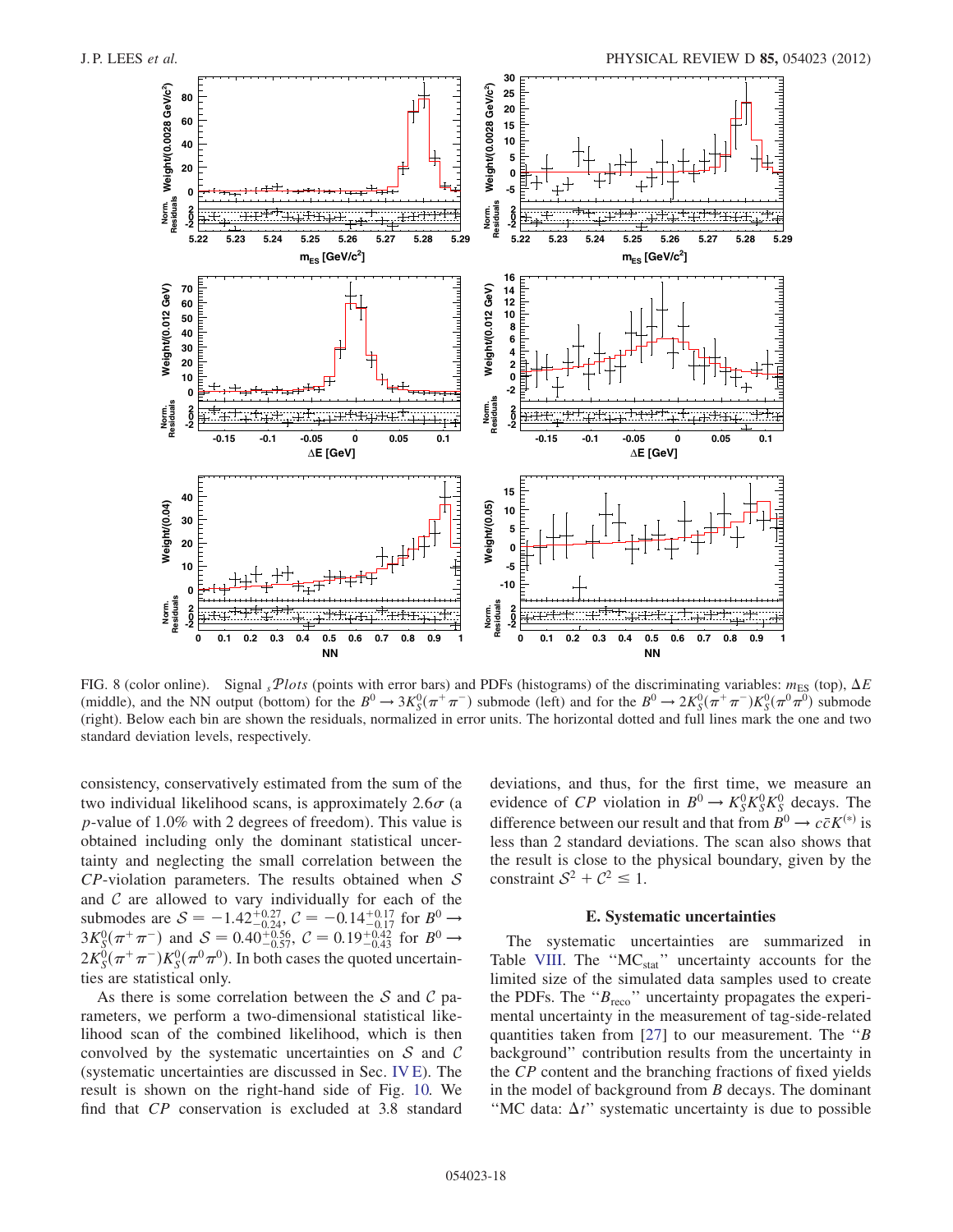FIG. 8 (color online). Signal ${}_s\mathcal{P}lots$ (points with error bars) and PDFs (histograms) of the discriminating variables: $m_{\rm ES}$ (top), $\Delta E$ (middle), and the NN output (bottom) for the $B^0 \to 3K_S^0(\pi^+\pi^-)$ submode (left) and for the $B^0 \to 2K_S^0(\pi^+\pi^-)K_S^0(\pi^0\pi^0)$ submode (right). Below each bin are shown the residuals, normalized in error units. The horizontal dotted and full lines mark the one and two standard deviation levels, respectively.

consistency, conservatively estimated from the sum of the two individual likelihood scans, is approximately $2.6\sigma$ (a $p$-value of 1.0% with 2 degrees of freedom). This value is obtained including only the dominant statistical uncertainty and neglecting the small correlation between the $CP$-violation parameters. The results obtained when $\mathcal{S}$ and $\mathcal{C}$ are allowed to vary individually for each of the submodes are $\mathcal{S} = -1.42^{+0.27}_{-0.24}$, $\mathcal{C} = -0.14^{+0.17}_{-0.17}$ for $B^0 \to 3K_S^0(\pi^+\pi^-)$ and $\mathcal{S} = 0.40^{+0.56}_{-0.57}$, $\mathcal{C} = 0.19^{+0.42}_{-0.43}$ for $B^0 \to 2K_S^0(\pi^+\pi^-)K_S^0(\pi^0\pi^0)$. In both cases the quoted uncertainties are statistical only.

As there is some correlation between the $\mathcal{S}$ and $\mathcal{C}$ parameters, we perform a two-dimensional statistical likelihood scan of the combined likelihood, which is then convolved by the systematic uncertainties on $\mathcal{S}$ and $\mathcal{C}$ (systematic uncertainties are discussed in Sec. IV E). The result is shown on the right-hand side of Fig. 10. We find that $CP$ conservation is excluded at 3.8 standard deviations, and thus, for the first time, we measure an evidence of $CP$ violation in $B^0 \to K_S^0K_S^0K_S^0$ decays. The difference between our result and that from $B^0 \to c\bar{c}K^{(*)}$ is less than 2 standard deviations. The scan also shows that the result is close to the physical boundary, given by the constraint $\mathcal{S}^2 + \mathcal{C}^2 \leq 1$.

### E. Systematic uncertainties

The systematic uncertainties are summarized in Table VIII. The "$\text{MC}_{\text{stat}}$" uncertainty accounts for the limited size of the simulated data samples used to create the PDFs. The "$B_{\text{reco}}$" uncertainty propagates the experimental uncertainty in the measurement of tag-side-related quantities taken from [27] to our measurement. The "$B$ background" contribution results from the uncertainty in the $CP$ content and the branching fractions of fixed yields in the model of background from $B$ decays. The dominant "MC data: $\Delta t$" systematic uncertainty is due to possible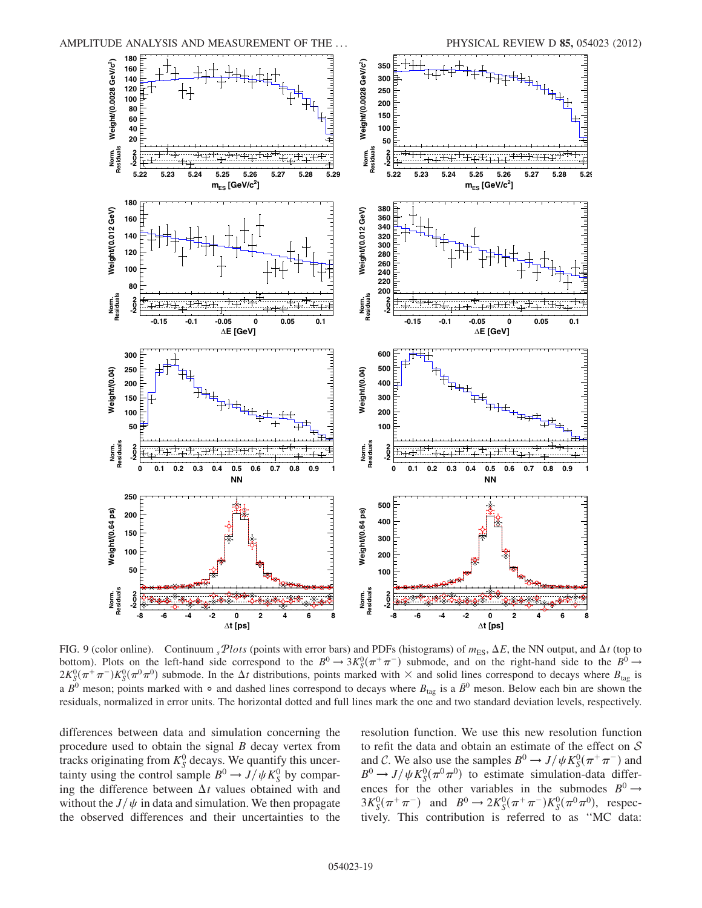FIG. 9 (color online). Continuum ${}_s\mathcal{P}lots$ (points with error bars) and PDFs (histograms) of $m_{\rm ES}$, $\Delta E$, the NN output, and $\Delta t$ (top to bottom). Plots on the left-hand side correspond to the $B^0 \to 3K_S^0(\pi^+\pi^-)$ submode, and on the right-hand side to the $B^0 \to 2K_S^0(\pi^+\pi^-)K_S^0(\pi^0\pi^0)$ submode. In the $\Delta t$ distributions, points marked with $\times$ and solid lines correspond to decays where $B_{\rm tag}$ is a $B^0$ meson; points marked with $\circ$ and dashed lines correspond to decays where $B_{\rm tag}$ is a $\bar{B}^0$ meson. Below each bin are shown the residuals, normalized in error units. The horizontal dotted and full lines mark the one and two standard deviation levels, respectively.

differences between data and simulation concerning the procedure used to obtain the signal $B$ decay vertex from tracks originating from $K_S^0$ decays. We quantify this uncertainty using the control sample $B^0 \to J/\psi K_S^0$ by comparing the difference between $\Delta t$ values obtained with and without the $J/\psi$ in data and simulation. We then propagate the observed differences and their uncertainties to the resolution function. We use this new resolution function to refit the data and obtain an estimate of the effect on $\mathcal{S}$ and $\mathcal{C}$. We also use the samples $B^0 \to J/\psi K_S^0(\pi^+\pi^-)$ and $B^0 \to J/\psi K_S^0(\pi^0\pi^0)$ to estimate simulation-data differences for the other variables in the submodes $B^0 \to 3K_S^0(\pi^+\pi^-)$ and $B^0 \to 2K_S^0(\pi^+\pi^-)K_S^0(\pi^0\pi^0)$, respectively. This contribution is referred to as "MC data: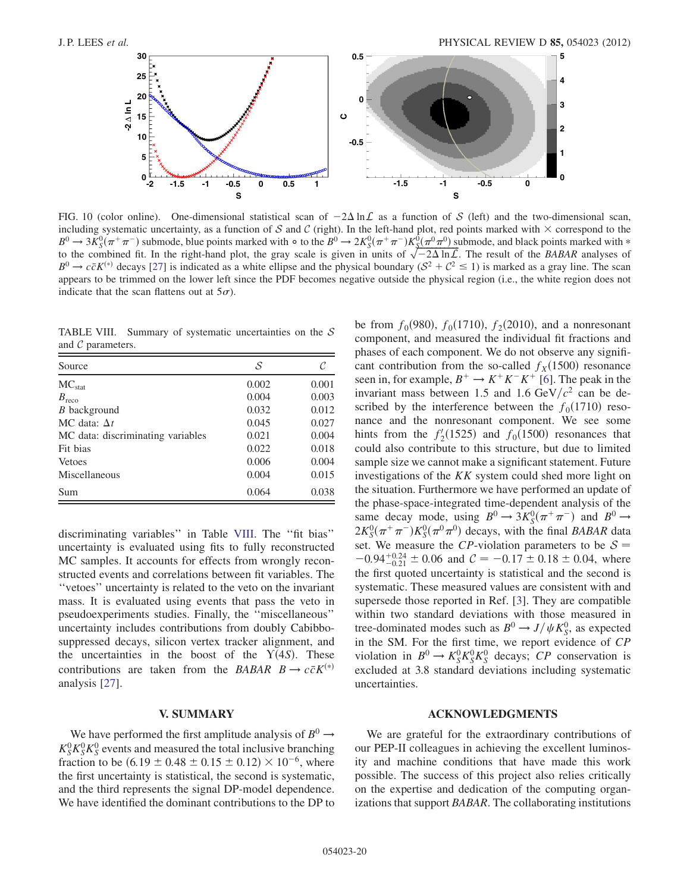FIG. 10 (color online). One-dimensional statistical scan of $-2\Delta\ln\mathcal{L}$ as a function of $\mathcal{S}$ (left) and the two-dimensional scan, including systematic uncertainty, as a function of $\mathcal{S}$ and $\mathcal{C}$ (right). In the left-hand plot, red points marked with $\times$ correspond to the $B^0 \to 3K_S^0(\pi^+\pi^-)$ submode, blue points marked with $\circ$ to the $B^0 \to 2K_S^0(\pi^+\pi^-)K_S^0(\pi^0\pi^0)$ submode, and black points marked with $*$ to the combined fit. In the right-hand plot, the gray scale is given in units of $\sqrt{-2\Delta\ln\mathcal{L}}$. The result of the *BABAR* analyses of $B^0 \to c\bar{c}K^{(*)}$ decays [27] is indicated as a white ellipse and the physical boundary ($\mathcal{S}^2 + \mathcal{C}^2 \leq 1$) is marked as a gray line. The scan appears to be trimmed on the lower left since the PDF becomes negative outside the physical region (i.e., the white region does not indicate that the scan flattens out at $5\sigma$).

TABLE VIII. Summary of systematic uncertainties on the $\mathcal{S}$ and $\mathcal{C}$ parameters.

| Source | $\mathcal{S}$ | $\mathcal{C}$ |
| --- | --- | --- |
| $\mathrm{MC_{stat}}$ | 0.002 | 0.001 |
| $B_{\mathrm{reco}}$ | 0.004 | 0.003 |
| $B$ background | 0.032 | 0.012 |
| MC data: $\Delta t$ | 0.045 | 0.027 |
| MC data: discriminating variables | 0.021 | 0.004 |
| Fit bias | 0.022 | 0.018 |
| Vetoes | 0.006 | 0.004 |
| Miscellaneous | 0.004 | 0.015 |
| Sum | 0.064 | 0.038 |

discriminating variables" in Table VIII. The "fit bias" uncertainty is evaluated using fits to fully reconstructed MC samples. It accounts for effects from wrongly reconstructed events and correlations between fit variables. The "vetoes" uncertainty is related to the veto on the invariant mass. It is evaluated using events that pass the veto in pseudoexperiments studies. Finally, the "miscellaneous" uncertainty includes contributions from doubly Cabibbo-suppressed decays, silicon vertex tracker alignment, and the uncertainties in the boost of the $\Upsilon(4S)$. These contributions are taken from the *BABAR* $B \to c\bar{c}K^{(*)}$ analysis [27].

## V. SUMMARY

We have performed the first amplitude analysis of $B^0 \to K_S^0K_S^0K_S^0$ events and measured the total inclusive branching fraction to be $(6.19 \pm 0.48 \pm 0.15 \pm 0.12) \times 10^{-6}$, where the first uncertainty is statistical, the second is systematic, and the third represents the signal DP-model dependence. We have identified the dominant contributions to the DP to be from $f_0(980)$, $f_0(1710)$, $f_2(2010)$, and a nonresonant component, and measured the individual fit fractions and phases of each component. We do not observe any significant contribution from the so-called $f_X(1500)$ resonance seen in, for example, $B^+ \to K^+K^-K^+$ [6]. The peak in the invariant mass between 1.5 and 1.6 $\mathrm{GeV}/c^2$ can be described by the interference between the $f_0(1710)$ resonance and the nonresonant component. We see some hints from the $f_2'(1525)$ and $f_0(1500)$ resonances that could also contribute to this structure, but due to limited sample size we cannot make a significant statement. Future investigations of the $KK$ system could shed more light on the situation. Furthermore we have performed an update of the phase-space-integrated time-dependent analysis of the same decay mode, using $B^0 \to 3K_S^0(\pi^+\pi^-)$ and $B^0 \to 2K_S^0(\pi^+\pi^-)K_S^0(\pi^0\pi^0)$ decays, with the final *BABAR* data set. We measure the *CP*-violation parameters to be $\mathcal{S} = -0.94^{+0.24}_{-0.21} \pm 0.06$ and $\mathcal{C} = -0.17 \pm 0.18 \pm 0.04$, where the first quoted uncertainty is statistical and the second is systematic. These measured values are consistent with and supersede those reported in Ref. [3]. They are compatible within two standard deviations with those measured in tree-dominated modes such as $B^0 \to J/\psi K_S^0$, as expected in the SM. For the first time, we report evidence of *CP* violation in $B^0 \to K_S^0K_S^0K_S^0$ decays; *CP* conservation is excluded at 3.8 standard deviations including systematic uncertainties.

## ACKNOWLEDGMENTS

We are grateful for the extraordinary contributions of our PEP-II colleagues in achieving the excellent luminosity and machine conditions that have made this work possible. The success of this project also relies critically on the expertise and dedication of the computing organizations that support *BABAR*. The collaborating institutions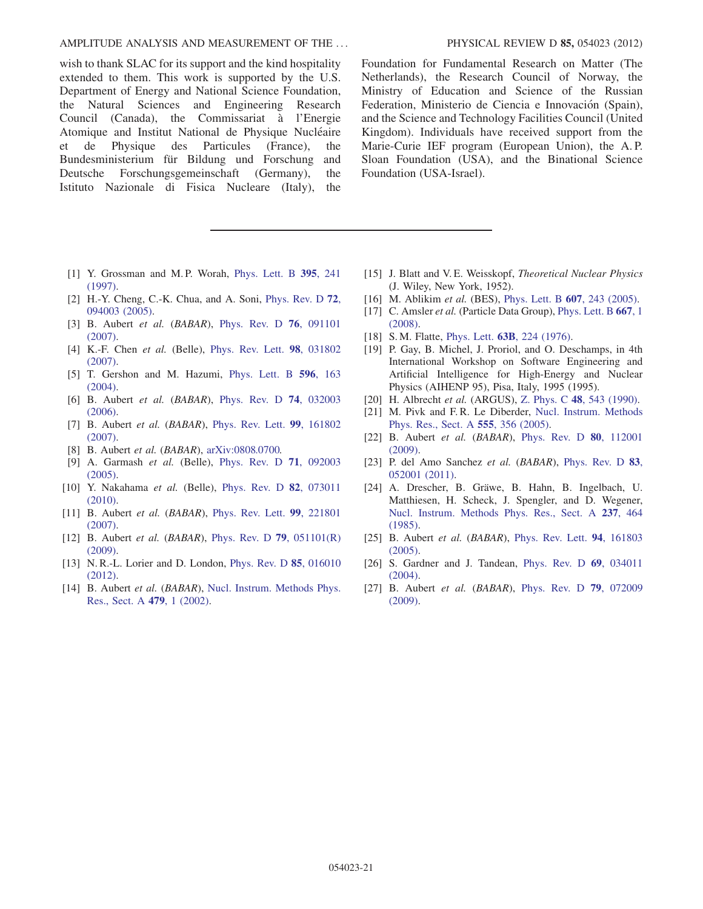wish to thank SLAC for its support and the kind hospitality extended to them. This work is supported by the U.S. Department of Energy and National Science Foundation, the Natural Sciences and Engineering Research Council (Canada), the Commissariat à l'Energie Atomique and Institut National de Physique Nucléaire et de Physique des Particules (France), the Bundesministerium für Bildung und Forschung and Deutsche Forschungsgemeinschaft (Germany), the Istituto Nazionale di Fisica Nucleare (Italy), the Foundation for Fundamental Research on Matter (The Netherlands), the Research Council of Norway, the Ministry of Education and Science of the Russian Federation, Ministerio de Ciencia e Innovación (Spain), and the Science and Technology Facilities Council (United Kingdom). Individuals have received support from the Marie-Curie IEF program (European Union), the A. P. Sloan Foundation (USA), and the Binational Science Foundation (USA-Israel).

---

[1] Y. Grossman and M. P. Worah, Phys. Lett. B **395**, 241 (1997).
[2] H.-Y. Cheng, C.-K. Chua, and A. Soni, Phys. Rev. D **72**, 094003 (2005).
[3] B. Aubert *et al.* (*BABAR*), Phys. Rev. D **76**, 091101 (2007).
[4] K.-F. Chen *et al.* (Belle), Phys. Rev. Lett. **98**, 031802 (2007).
[5] T. Gershon and M. Hazumi, Phys. Lett. B **596**, 163 (2004).
[6] B. Aubert *et al.* (*BABAR*), Phys. Rev. D **74**, 032003 (2006).
[7] B. Aubert *et al.* (*BABAR*), Phys. Rev. Lett. **99**, 161802 (2007).
[8] B. Aubert *et al.* (*BABAR*), arXiv:0808.0700.
[9] A. Garmash *et al.* (Belle), Phys. Rev. D **71**, 092003 (2005).
[10] Y. Nakahama *et al.* (Belle), Phys. Rev. D **82**, 073011 (2010).
[11] B. Aubert *et al.* (*BABAR*), Phys. Rev. Lett. **99**, 221801 (2007).
[12] B. Aubert *et al.* (*BABAR*), Phys. Rev. D **79**, 051101(R) (2009).
[13] N. R.-L. Lorier and D. London, Phys. Rev. D **85**, 016010 (2012).
[14] B. Aubert *et al.* (*BABAR*), Nucl. Instrum. Methods Phys. Res., Sect. A **479**, 1 (2002).
[15] J. Blatt and V. E. Weisskopf, *Theoretical Nuclear Physics* (J. Wiley, New York, 1952).
[16] M. Ablikim *et al.* (BES), Phys. Lett. B **607**, 243 (2005).
[17] C. Amsler *et al.* (Particle Data Group), Phys. Lett. B **667**, 1 (2008).
[18] S. M. Flatte, Phys. Lett. **63B**, 224 (1976).
[19] P. Gay, B. Michel, J. Proriol, and O. Deschamps, in 4th International Workshop on Software Engineering and Artificial Intelligence for High-Energy and Nuclear Physics (AIHENP 95), Pisa, Italy, 1995 (1995).
[20] H. Albrecht *et al.* (ARGUS), Z. Phys. C **48**, 543 (1990).
[21] M. Pivk and F. R. Le Diberder, Nucl. Instrum. Methods Phys. Res., Sect. A **555**, 356 (2005).
[22] B. Aubert *et al.* (*BABAR*), Phys. Rev. D **80**, 112001 (2009).
[23] P. del Amo Sanchez *et al.* (*BABAR*), Phys. Rev. D **83**, 052001 (2011).
[24] A. Drescher, B. Gräwe, B. Hahn, B. Ingelbach, U. Matthiesen, H. Scheck, J. Spengler, and D. Wegener, Nucl. Instrum. Methods Phys. Res., Sect. A **237**, 464 (1985).
[25] B. Aubert *et al.* (*BABAR*), Phys. Rev. Lett. **94**, 161803 (2005).
[26] S. Gardner and J. Tandean, Phys. Rev. D **69**, 034011 (2004).
[27] B. Aubert *et al.* (*BABAR*), Phys. Rev. D **79**, 072009 (2009).